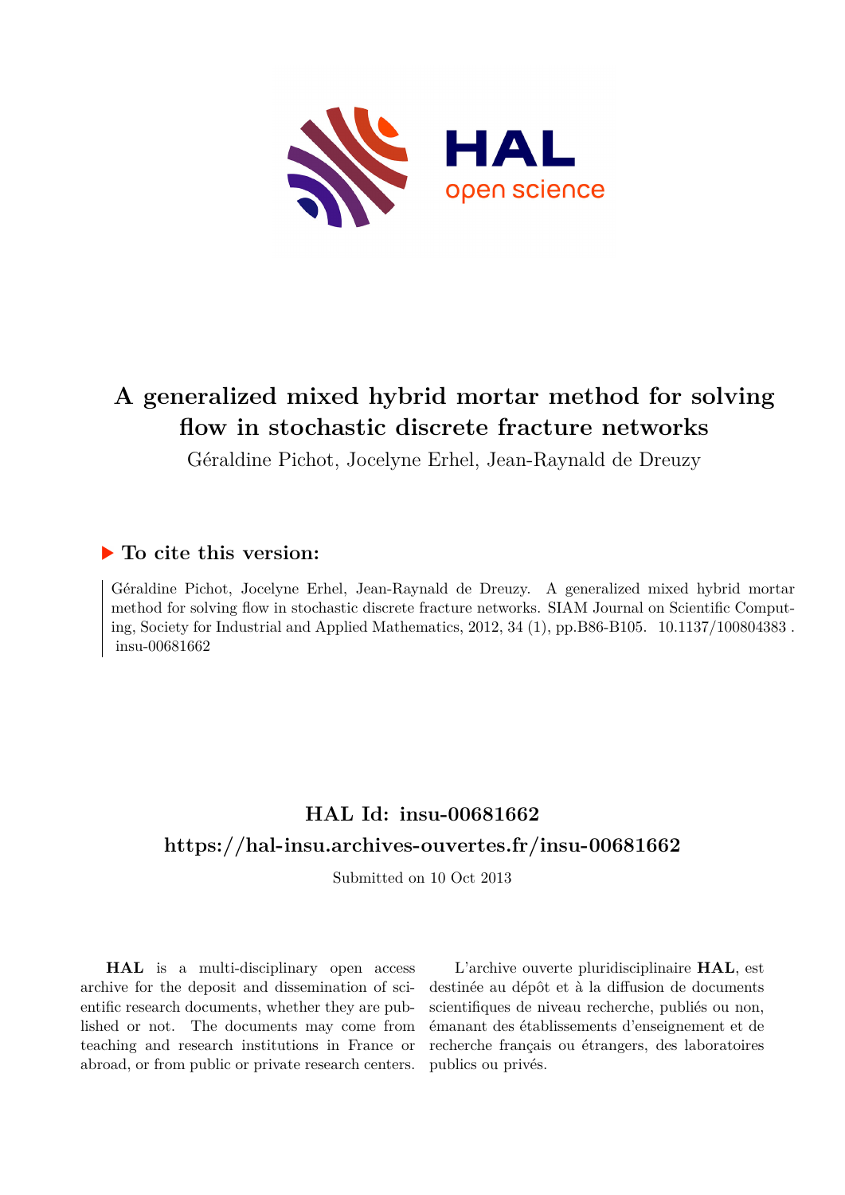# A generalized mixed hybrid mortar method for solving flow in stochastic discrete fracture networks

Géraldine Pichot, Jocelyne Erhel, Jean-Raynald de Dreuzy

## ▶ To cite this version:

Géraldine Pichot, Jocelyne Erhel, Jean-Raynald de Dreuzy. A generalized mixed hybrid mortar method for solving flow in stochastic discrete fracture networks. SIAM Journal on Scientific Computing, Society for Industrial and Applied Mathematics, 2012, 34 (1), pp.B86-B105. 10.1137/100804383 . insu-00681662

## HAL Id: insu-00681662

## https://hal-insu.archives-ouvertes.fr/insu-00681662

Submitted on 10 Oct 2013

**HAL** is a multi-disciplinary open access archive for the deposit and dissemination of scientific research documents, whether they are published or not. The documents may come from teaching and research institutions in France or abroad, or from public or private research centers.

L'archive ouverte pluridisciplinaire **HAL**, est destinée au dépôt et à la diffusion de documents scientifiques de niveau recherche, publiés ou non, émanant des établissements d'enseignement et de recherche français ou étrangers, des laboratoires publics ou privés.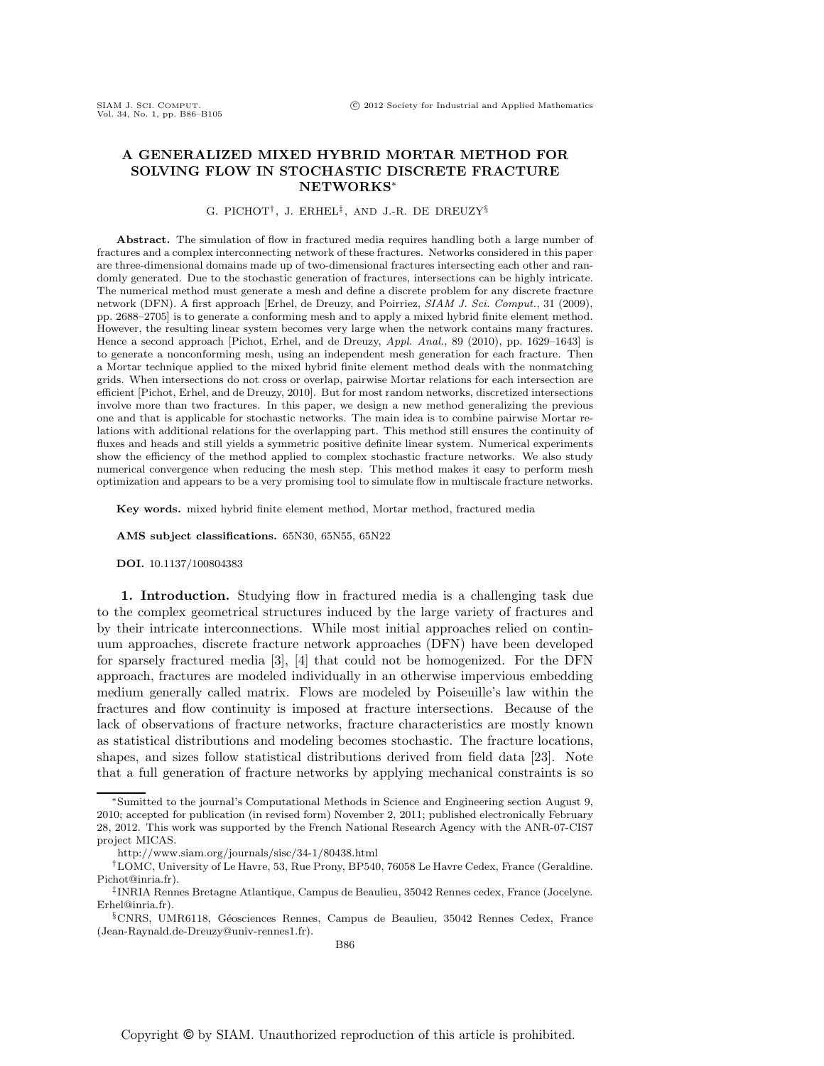# A GENERALIZED MIXED HYBRID MORTAR METHOD FOR SOLVING FLOW IN STOCHASTIC DISCRETE FRACTURE NETWORKS*

G. PICHOT†, J. ERHEL‡, AND J.-R. DE DREUZY§

**Abstract.** The simulation of flow in fractured media requires handling both a large number of fractures and a complex interconnecting network of these fractures. Networks considered in this paper are three-dimensional domains made up of two-dimensional fractures intersecting each other and randomly generated. Due to the stochastic generation of fractures, intersections can be highly intricate. The numerical method must generate a mesh and define a discrete problem for any discrete fracture network (DFN). A first approach [Erhel, de Dreuzy, and Poirriez, *SIAM J. Sci. Comput.*, 31 (2009), pp. 2688–2705] is to generate a conforming mesh and to apply a mixed hybrid finite element method. However, the resulting linear system becomes very large when the network contains many fractures. Hence a second approach [Pichot, Erhel, and de Dreuzy, *Appl. Anal.*, 89 (2010), pp. 1629–1643] is to generate a nonconforming mesh, using an independent mesh generation for each fracture. Then a Mortar technique applied to the mixed hybrid finite element method deals with the nonmatching grids. When intersections do not cross or overlap, pairwise Mortar relations for each intersection are efficient [Pichot, Erhel, and de Dreuzy, 2010]. But for most random networks, discretized intersections involve more than two fractures. In this paper, we design a new method generalizing the previous one and that is applicable for stochastic networks. The main idea is to combine pairwise Mortar relations with additional relations for the overlapping part. This method still ensures the continuity of fluxes and heads and still yields a symmetric positive definite linear system. Numerical experiments show the efficiency of the method applied to complex stochastic fracture networks. We also study numerical convergence when reducing the mesh step. This method makes it easy to perform mesh optimization and appears to be a very promising tool to simulate flow in multiscale fracture networks.

**Key words.** mixed hybrid finite element method, Mortar method, fractured media

**AMS subject classifications.** 65N30, 65N55, 65N22

**DOI.** 10.1137/100804383

## 1. Introduction.

Studying flow in fractured media is a challenging task due to the complex geometrical structures induced by the large variety of fractures and by their intricate interconnections. While most initial approaches relied on continuum approaches, discrete fracture network approaches (DFN) have been developed for sparsely fractured media [3], [4] that could not be homogenized. For the DFN approach, fractures are modeled individually in an otherwise impervious embedding medium generally called matrix. Flows are modeled by Poiseuille's law within the fractures and flow continuity is imposed at fracture intersections. Because of the lack of observations of fracture networks, fracture characteristics are mostly known as statistical distributions and modeling becomes stochastic. The fracture locations, shapes, and sizes follow statistical distributions derived from field data [23]. Note that a full generation of fracture networks by applying mechanical constraints is so

---

*Sumitted to the journal's Computational Methods in Science and Engineering section August 9, 2010; accepted for publication (in revised form) November 2, 2011; published electronically February 28, 2012. This work was supported by the French National Research Agency with the ANR-07-CIS7 project MICAS.

http://www.siam.org/journals/sisc/34-1/80438.html

†LOMC, University of Le Havre, 53, Rue Prony, BP540, 76058 Le Havre Cedex, France (Geraldine.Pichot@inria.fr).

‡INRIA Rennes Bretagne Atlantique, Campus de Beaulieu, 35042 Rennes cedex, France (Jocelyne.Erhel@inria.fr).

§CNRS, UMR6118, Géosciences Rennes, Campus de Beaulieu, 35042 Rennes Cedex, France (Jean-Raynald.de-Dreuzy@univ-rennes1.fr).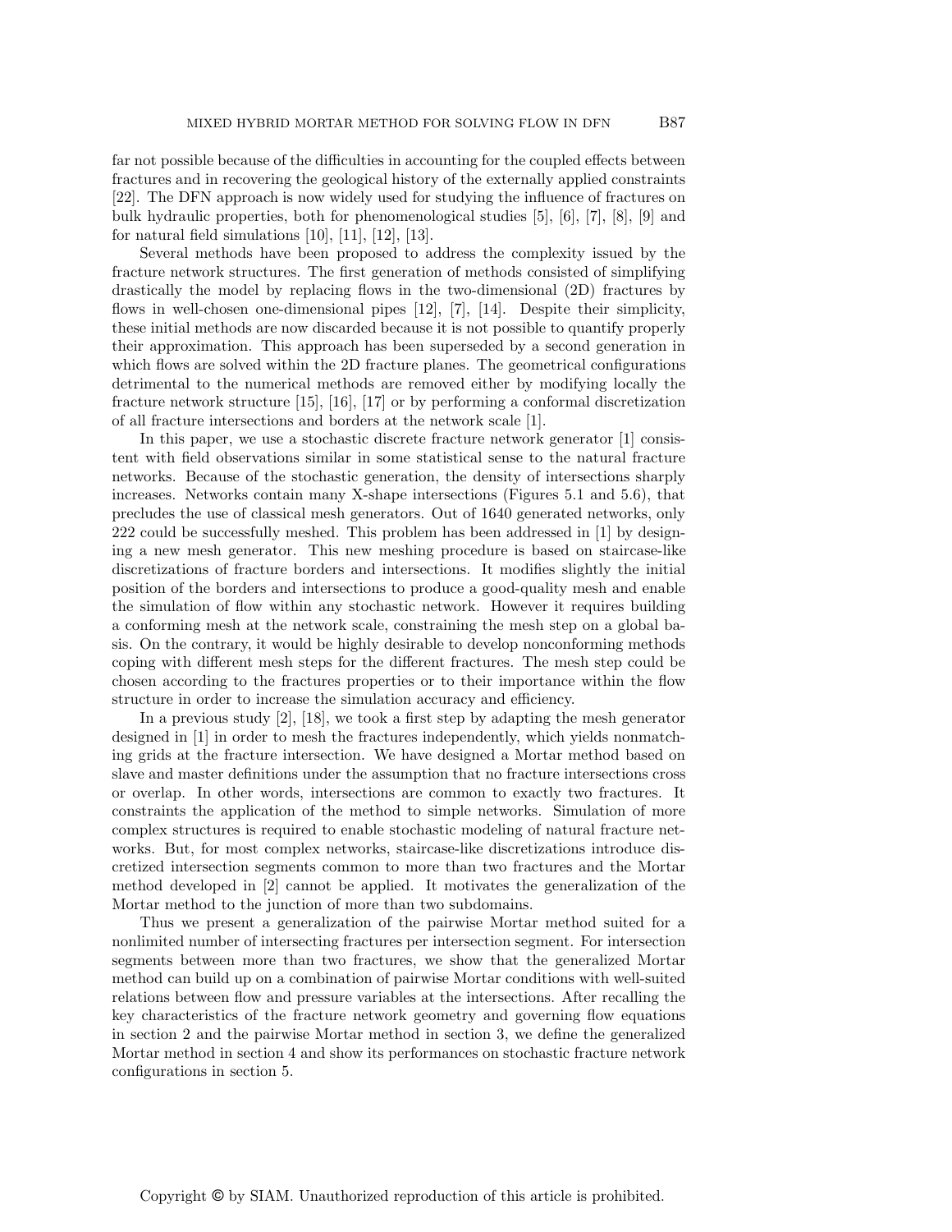far not possible because of the difficulties in accounting for the coupled effects between fractures and in recovering the geological history of the externally applied constraints [22]. The DFN approach is now widely used for studying the influence of fractures on bulk hydraulic properties, both for phenomenological studies [5], [6], [7], [8], [9] and for natural field simulations [10], [11], [12], [13].

Several methods have been proposed to address the complexity issued by the fracture network structures. The first generation of methods consisted of simplifying drastically the model by replacing flows in the two-dimensional (2D) fractures by flows in well-chosen one-dimensional pipes [12], [7], [14]. Despite their simplicity, these initial methods are now discarded because it is not possible to quantify properly their approximation. This approach has been superseded by a second generation in which flows are solved within the 2D fracture planes. The geometrical configurations detrimental to the numerical methods are removed either by modifying locally the fracture network structure [15], [16], [17] or by performing a conformal discretization of all fracture intersections and borders at the network scale [1].

In this paper, we use a stochastic discrete fracture network generator [1] consistent with field observations similar in some statistical sense to the natural fracture networks. Because of the stochastic generation, the density of intersections sharply increases. Networks contain many X-shape intersections (Figures 5.1 and 5.6), that precludes the use of classical mesh generators. Out of 1640 generated networks, only 222 could be successfully meshed. This problem has been addressed in [1] by designing a new mesh generator. This new meshing procedure is based on staircase-like discretizations of fracture borders and intersections. It modifies slightly the initial position of the borders and intersections to produce a good-quality mesh and enable the simulation of flow within any stochastic network. However it requires building a conforming mesh at the network scale, constraining the mesh step on a global basis. On the contrary, it would be highly desirable to develop nonconforming methods coping with different mesh steps for the different fractures. The mesh step could be chosen according to the fractures properties or to their importance within the flow structure in order to increase the simulation accuracy and efficiency.

In a previous study [2], [18], we took a first step by adapting the mesh generator designed in [1] in order to mesh the fractures independently, which yields nonmatching grids at the fracture intersection. We have designed a Mortar method based on slave and master definitions under the assumption that no fracture intersections cross or overlap. In other words, intersections are common to exactly two fractures. It constraints the application of the method to simple networks. Simulation of more complex structures is required to enable stochastic modeling of natural fracture networks. But, for most complex networks, staircase-like discretizations introduce discretized intersection segments common to more than two fractures and the Mortar method developed in [2] cannot be applied. It motivates the generalization of the Mortar method to the junction of more than two subdomains.

Thus we present a generalization of the pairwise Mortar method suited for a nonlimited number of intersecting fractures per intersection segment. For intersection segments between more than two fractures, we show that the generalized Mortar method can build up on a combination of pairwise Mortar conditions with well-suited relations between flow and pressure variables at the intersections. After recalling the key characteristics of the fracture network geometry and governing flow equations in section 2 and the pairwise Mortar method in section 3, we define the generalized Mortar method in section 4 and show its performances on stochastic fracture network configurations in section 5.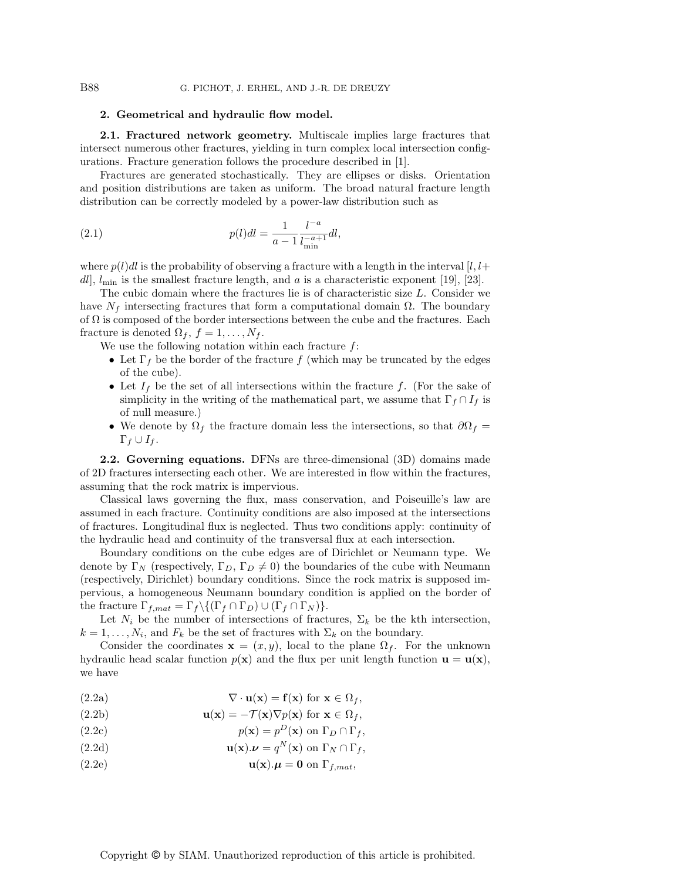## 2. Geometrical and hydraulic flow model.

**2.1. Fractured network geometry.** Multiscale implies large fractures that intersect numerous other fractures, yielding in turn complex local intersection configurations. Fracture generation follows the procedure described in [1].

Fractures are generated stochastically. They are ellipses or disks. Orientation and position distributions are taken as uniform. The broad natural fracture length distribution can be correctly modeled by a power-law distribution such as

$$p(l)dl = \frac{1}{a-1}\frac{l^{-a}}{l_{\min}^{-a+1}}dl, \tag{2.1}$$

where $p(l)dl$ is the probability of observing a fracture with a length in the interval $[l, l+dl]$, $l_{\min}$ is the smallest fracture length, and $a$ is a characteristic exponent [19], [23].

The cubic domain where the fractures lie is of characteristic size $L$. Consider we have $N_f$ intersecting fractures that form a computational domain $\Omega$. The boundary of $\Omega$ is composed of the border intersections between the cube and the fractures. Each fracture is denoted $\Omega_f$, $f = 1, \ldots, N_f$.

We use the following notation within each fracture $f$:

- Let $\Gamma_f$ be the border of the fracture $f$ (which may be truncated by the edges of the cube).
- Let $I_f$ be the set of all intersections within the fracture $f$. (For the sake of simplicity in the writing of the mathematical part, we assume that $\Gamma_f \cap I_f$ is of null measure.)
- We denote by $\Omega_f$ the fracture domain less the intersections, so that $\partial\Omega_f = \Gamma_f \cup I_f$.

**2.2. Governing equations.** DFNs are three-dimensional (3D) domains made of 2D fractures intersecting each other. We are interested in flow within the fractures, assuming that the rock matrix is impervious.

Classical laws governing the flux, mass conservation, and Poiseuille's law are assumed in each fracture. Continuity conditions are also imposed at the intersections of fractures. Longitudinal flux is neglected. Thus two conditions apply: continuity of the hydraulic head and continuity of the transversal flux at each intersection.

Boundary conditions on the cube edges are of Dirichlet or Neumann type. We denote by $\Gamma_N$ (respectively, $\Gamma_D$, $\Gamma_D \neq 0$) the boundaries of the cube with Neumann (respectively, Dirichlet) boundary conditions. Since the rock matrix is supposed impervious, a homogeneous Neumann boundary condition is applied on the border of the fracture $\Gamma_{f,mat} = \Gamma_f \backslash \{(\Gamma_f \cap \Gamma_D) \cup (\Gamma_f \cap \Gamma_N)\}$.

Let $N_i$ be the number of intersections of fractures, $\Sigma_k$ be the kth intersection, $k = 1, \ldots, N_i$, and $F_k$ be the set of fractures with $\Sigma_k$ on the boundary.

Consider the coordinates $\mathbf{x} = (x, y)$, local to the plane $\Omega_f$. For the unknown hydraulic head scalar function $p(\mathbf{x})$ and the flux per unit length function $\mathbf{u} = \mathbf{u}(\mathbf{x})$, we have

$$\nabla \cdot \mathbf{u}(\mathbf{x}) = \mathbf{f}(\mathbf{x}) \text{ for } \mathbf{x} \in \Omega_f, \tag{2.2a}$$

$$\mathbf{u}(\mathbf{x}) = -\mathcal{T}(\mathbf{x})\nabla p(\mathbf{x}) \text{ for } \mathbf{x} \in \Omega_f, \tag{2.2b}$$

$$p(\mathbf{x}) = p^D(\mathbf{x}) \text{ on } \Gamma_D \cap \Gamma_f, \tag{2.2c}$$

$$\mathbf{u}(\mathbf{x}).\boldsymbol{\nu} = q^N(\mathbf{x}) \text{ on } \Gamma_N \cap \Gamma_f, \tag{2.2d}$$

$$\mathbf{u}(\mathbf{x}).\boldsymbol{\mu} = \mathbf{0} \text{ on } \Gamma_{f,mat}, \tag{2.2e}$$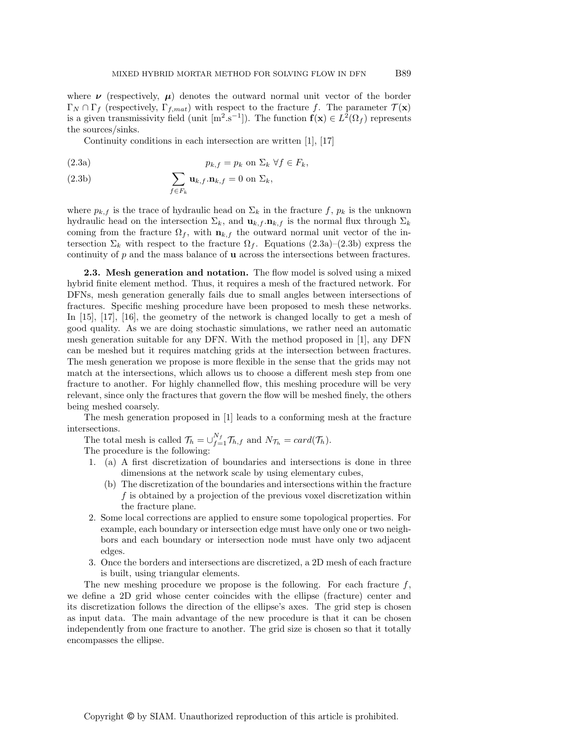where $\boldsymbol{\nu}$ (respectively, $\boldsymbol{\mu}$) denotes the outward normal unit vector of the border $\Gamma_N \cap \Gamma_f$ (respectively, $\Gamma_{f,mat}$) with respect to the fracture $f$. The parameter $\mathcal{T}(\mathbf{x})$ is a given transmissivity field (unit [m$^2$.s$^{-1}$]). The function $\mathbf{f}(\mathbf{x}) \in L^2(\Omega_f)$ represents the sources/sinks.

Continuity conditions in each intersection are written [1], [17]

$$p_{k,f} = p_k \text{ on } \Sigma_k \; \forall f \in F_k, \tag{2.3a}$$

$$\sum_{f \in F_k} \mathbf{u}_{k,f}.\mathbf{n}_{k,f} = 0 \text{ on } \Sigma_k, \tag{2.3b}$$

where $p_{k,f}$ is the trace of hydraulic head on $\Sigma_k$ in the fracture $f$, $p_k$ is the unknown hydraulic head on the intersection $\Sigma_k$, and $\mathbf{u}_{k,f}.\mathbf{n}_{k,f}$ is the normal flux through $\Sigma_k$ coming from the fracture $\Omega_f$, with $\mathbf{n}_{k,f}$ the outward normal unit vector of the intersection $\Sigma_k$ with respect to the fracture $\Omega_f$. Equations (2.3a)–(2.3b) express the continuity of $p$ and the mass balance of $\mathbf{u}$ across the intersections between fractures.

**2.3. Mesh generation and notation.** The flow model is solved using a mixed hybrid finite element method. Thus, it requires a mesh of the fractured network. For DFNs, mesh generation generally fails due to small angles between intersections of fractures. Specific meshing procedure have been proposed to mesh these networks. In [15], [17], [16], the geometry of the network is changed locally to get a mesh of good quality. As we are doing stochastic simulations, we rather need an automatic mesh generation suitable for any DFN. With the method proposed in [1], any DFN can be meshed but it requires matching grids at the intersection between fractures. The mesh generation we propose is more flexible in the sense that the grids may not match at the intersections, which allows us to choose a different mesh step from one fracture to another. For highly channelled flow, this meshing procedure will be very relevant, since only the fractures that govern the flow will be meshed finely, the others being meshed coarsely.

The mesh generation proposed in [1] leads to a conforming mesh at the fracture intersections.

The total mesh is called $\mathcal{T}_h = \cup_{f=1}^{N_f} \mathcal{T}_{h,f}$ and $N_{\mathcal{T}_h} = card(\mathcal{T}_h)$.

The procedure is the following:

1. (a) A first discretization of boundaries and intersections is done in three dimensions at the network scale by using elementary cubes,
   (b) The discretization of the boundaries and intersections within the fracture $f$ is obtained by a projection of the previous voxel discretization within the fracture plane.
2. Some local corrections are applied to ensure some topological properties. For example, each boundary or intersection edge must have only one or two neighbors and each boundary or intersection node must have only two adjacent edges.
3. Once the borders and intersections are discretized, a 2D mesh of each fracture is built, using triangular elements.

The new meshing procedure we propose is the following. For each fracture $f$, we define a 2D grid whose center coincides with the ellipse (fracture) center and its discretization follows the direction of the ellipse's axes. The grid step is chosen as input data. The main advantage of the new procedure is that it can be chosen independently from one fracture to another. The grid size is chosen so that it totally encompasses the ellipse.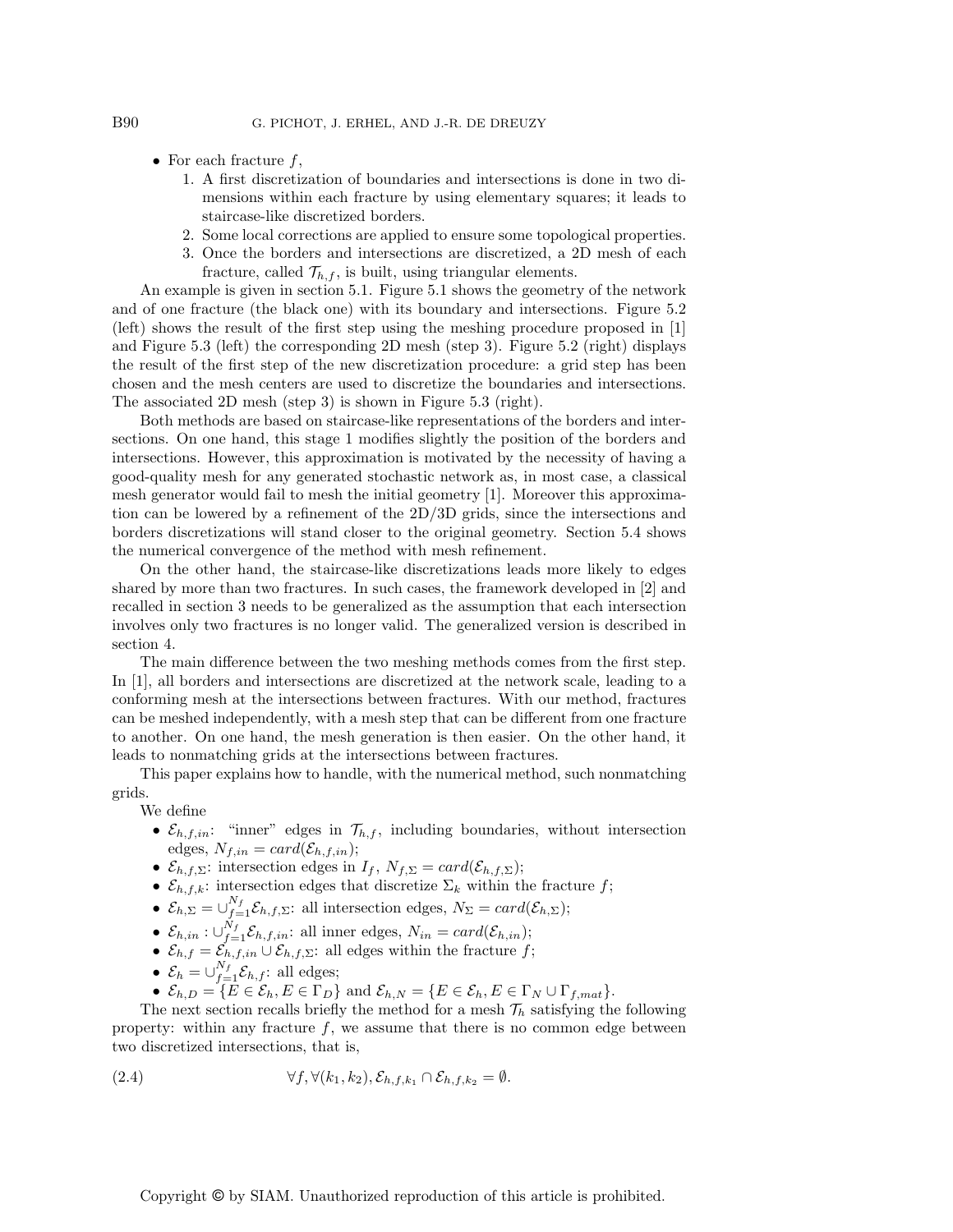- For each fracture $f$,
  1. A first discretization of boundaries and intersections is done in two dimensions within each fracture by using elementary squares; it leads to staircase-like discretized borders.
  2. Some local corrections are applied to ensure some topological properties.
  3. Once the borders and intersections are discretized, a 2D mesh of each fracture, called $\mathcal{T}_{h,f}$, is built, using triangular elements.

An example is given in section 5.1. Figure 5.1 shows the geometry of the network and of one fracture (the black one) with its boundary and intersections. Figure 5.2 (left) shows the result of the first step using the meshing procedure proposed in [1] and Figure 5.3 (left) the corresponding 2D mesh (step 3). Figure 5.2 (right) displays the result of the first step of the new discretization procedure: a grid step has been chosen and the mesh centers are used to discretize the boundaries and intersections. The associated 2D mesh (step 3) is shown in Figure 5.3 (right).

Both methods are based on staircase-like representations of the borders and intersections. On one hand, this stage 1 modifies slightly the position of the borders and intersections. However, this approximation is motivated by the necessity of having a good-quality mesh for any generated stochastic network as, in most case, a classical mesh generator would fail to mesh the initial geometry [1]. Moreover this approximation can be lowered by a refinement of the 2D/3D grids, since the intersections and borders discretizations will stand closer to the original geometry. Section 5.4 shows the numerical convergence of the method with mesh refinement.

On the other hand, the staircase-like discretizations leads more likely to edges shared by more than two fractures. In such cases, the framework developed in [2] and recalled in section 3 needs to be generalized as the assumption that each intersection involves only two fractures is no longer valid. The generalized version is described in section 4.

The main difference between the two meshing methods comes from the first step. In [1], all borders and intersections are discretized at the network scale, leading to a conforming mesh at the intersections between fractures. With our method, fractures can be meshed independently, with a mesh step that can be different from one fracture to another. On one hand, the mesh generation is then easier. On the other hand, it leads to nonmatching grids at the intersections between fractures.

This paper explains how to handle, with the numerical method, such nonmatching grids.

We define

- $\mathcal{E}_{h,f,in}$: "inner" edges in $\mathcal{T}_{h,f}$, including boundaries, without intersection edges, $N_{f,in} = card(\mathcal{E}_{h,f,in})$;
- $\mathcal{E}_{h,f,\Sigma}$: intersection edges in $I_f$, $N_{f,\Sigma} = card(\mathcal{E}_{h,f,\Sigma})$;
- $\mathcal{E}_{h,f,k}$: intersection edges that discretize $\Sigma_k$ within the fracture $f$;
- $\mathcal{E}_{h,\Sigma} = \cup_{f=1}^{N_f} \mathcal{E}_{h,f,\Sigma}$: all intersection edges, $N_\Sigma = card(\mathcal{E}_{h,\Sigma})$;
- $\mathcal{E}_{h,in} : \cup_{f=1}^{N_f} \mathcal{E}_{h,f,in}$: all inner edges, $N_{in} = card(\mathcal{E}_{h,in})$;
- $\mathcal{E}_{h,f} = \mathcal{E}_{h,f,in} \cup \mathcal{E}_{h,f,\Sigma}$: all edges within the fracture $f$;
- $\mathcal{E}_h = \cup_{f=1}^{N_f} \mathcal{E}_{h,f}$: all edges;
- $\mathcal{E}_{h,D} = \{E \in \mathcal{E}_h, E \in \Gamma_D\}$ and $\mathcal{E}_{h,N} = \{E \in \mathcal{E}_h, E \in \Gamma_N \cup \Gamma_{f,mat}\}$.

The next section recalls briefly the method for a mesh $\mathcal{T}_h$ satisfying the following property: within any fracture $f$, we assume that there is no common edge between two discretized intersections, that is,

$$\forall f, \forall (k_1, k_2), \mathcal{E}_{h,f,k_1} \cap \mathcal{E}_{h,f,k_2} = \emptyset. \tag{2.4}$$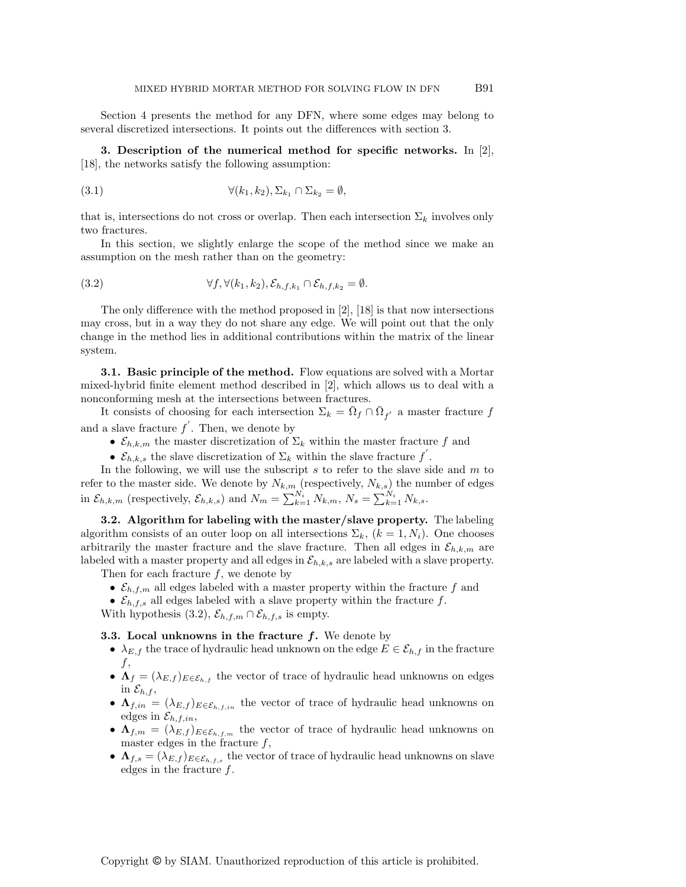Section 4 presents the method for any DFN, where some edges may belong to several discretized intersections. It points out the differences with section 3.

## 3. Description of the numerical method for specific networks.

In [2], [18], the networks satisfy the following assumption:

$$\forall(k_1, k_2), \Sigma_{k_1} \cap \Sigma_{k_2} = \emptyset, \tag{3.1}$$

that is, intersections do not cross or overlap. Then each intersection $\Sigma_k$ involves only two fractures.

In this section, we slightly enlarge the scope of the method since we make an assumption on the mesh rather than on the geometry:

$$\forall f, \forall(k_1, k_2), \mathcal{E}_{h,f,k_1} \cap \mathcal{E}_{h,f,k_2} = \emptyset. \tag{3.2}$$

The only difference with the method proposed in [2], [18] is that now intersections may cross, but in a way they do not share any edge. We will point out that the only change in the method lies in additional contributions within the matrix of the linear system.

### 3.1. Basic principle of the method.

Flow equations are solved with a Mortar mixed-hybrid finite element method described in [2], which allows us to deal with a nonconforming mesh at the intersections between fractures.

It consists of choosing for each intersection $\Sigma_k = \bar{\Omega}_f \cap \bar{\Omega}_{f'}$ a master fracture $f$ and a slave fracture $f'$. Then, we denote by

- $\mathcal{E}_{h,k,m}$ the master discretization of $\Sigma_k$ within the master fracture $f$ and
- $\mathcal{E}_{h,k,s}$ the slave discretization of $\Sigma_k$ within the slave fracture $f'$.

In the following, we will use the subscript $s$ to refer to the slave side and $m$ to refer to the master side. We denote by $N_{k,m}$ (respectively, $N_{k,s}$) the number of edges in $\mathcal{E}_{h,k,m}$ (respectively, $\mathcal{E}_{h,k,s}$) and $N_m = \sum_{k=1}^{N_i} N_{k,m}$, $N_s = \sum_{k=1}^{N_i} N_{k,s}$.

### 3.2. Algorithm for labeling with the master/slave property.

The labeling algorithm consists of an outer loop on all intersections $\Sigma_k$, $(k = 1, N_i)$. One chooses arbitrarily the master fracture and the slave fracture. Then all edges in $\mathcal{E}_{h,k,m}$ are labeled with a master property and all edges in $\mathcal{E}_{h,k,s}$ are labeled with a slave property.

Then for each fracture $f$, we denote by

- $\mathcal{E}_{h,f,m}$ all edges labeled with a master property within the fracture $f$ and
- $\mathcal{E}_{h,f,s}$ all edges labeled with a slave property within the fracture $f$.

With hypothesis (3.2), $\mathcal{E}_{h,f,m} \cap \mathcal{E}_{h,f,s}$ is empty.

### 3.3. Local unknowns in the fracture $f$.

We denote by

- $\lambda_{E,f}$ the trace of hydraulic head unknown on the edge $E \in \mathcal{E}_{h,f}$ in the fracture $f$,
- $\mathbf{\Lambda}_f = (\lambda_{E,f})_{E \in \mathcal{E}_{h,f}}$ the vector of trace of hydraulic head unknowns on edges in $\mathcal{E}_{h,f}$,
- $\mathbf{\Lambda}_{f,in} = (\lambda_{E,f})_{E \in \mathcal{E}_{h,f,in}}$ the vector of trace of hydraulic head unknowns on edges in $\mathcal{E}_{h,f,in}$,
- $\mathbf{\Lambda}_{f,m} = (\lambda_{E,f})_{E \in \mathcal{E}_{h,f,m}}$ the vector of trace of hydraulic head unknowns on master edges in the fracture $f$,
- $\mathbf{\Lambda}_{f,s} = (\lambda_{E,f})_{E \in \mathcal{E}_{h,f,s}}$ the vector of trace of hydraulic head unknowns on slave edges in the fracture $f$.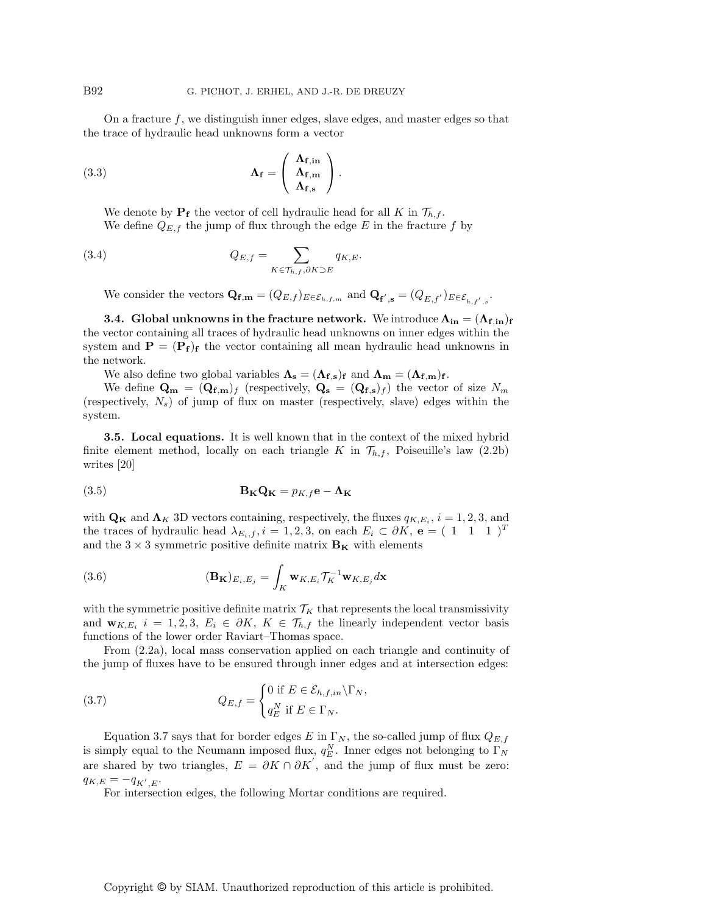On a fracture $f$, we distinguish inner edges, slave edges, and master edges so that the trace of hydraulic head unknowns form a vector

$$\mathbf{\Lambda_f} = \begin{pmatrix} \mathbf{\Lambda_{f,in}} \\ \mathbf{\Lambda_{f,m}} \\ \mathbf{\Lambda_{f,s}} \end{pmatrix}. \tag{3.3}$$

We denote by $\mathbf{P_f}$ the vector of cell hydraulic head for all $K$ in $\mathcal{T}_{h,f}$.

We define $Q_{E,f}$ the jump of flux through the edge $E$ in the fracture $f$ by

$$Q_{E,f} = \sum_{K \in \mathcal{T}_{h,f}, \partial K \supset E} q_{K,E}. \tag{3.4}$$

We consider the vectors $\mathbf{Q_{f,m}} = (Q_{E,f})_{E \in \mathcal{E}_{h,f,m}}$ and $\mathbf{Q_{f',s}} = (Q_{E,f'})_{E \in \mathcal{E}_{h,f',s}}$.

**3.4. Global unknowns in the fracture network.** We introduce $\mathbf{\Lambda_{in}} = (\mathbf{\Lambda_{f,in}})_\mathbf{f}$ the vector containing all traces of hydraulic head unknowns on inner edges within the system and $\mathbf{P} = (\mathbf{P_f})_\mathbf{f}$ the vector containing all mean hydraulic head unknowns in the network.

We also define two global variables $\mathbf{\Lambda_s} = (\mathbf{\Lambda_{f,s}})_\mathbf{f}$ and $\mathbf{\Lambda_m} = (\mathbf{\Lambda_{f,m}})_\mathbf{f}$.

We define $\mathbf{Q_m} = (\mathbf{Q_{f,m}})_f$ (respectively, $\mathbf{Q_s} = (\mathbf{Q_{f,s}})_f$) the vector of size $N_m$ (respectively, $N_s$) of jump of flux on master (respectively, slave) edges within the system.

**3.5. Local equations.** It is well known that in the context of the mixed hybrid finite element method, locally on each triangle $K$ in $\mathcal{T}_{h,f}$, Poiseuille's law (2.2b) writes [20]

$$\mathbf{B_K Q_K} = p_{K,f}\mathbf{e} - \mathbf{\Lambda_K} \tag{3.5}$$

with $\mathbf{Q_K}$ and $\mathbf{\Lambda}_K$ 3D vectors containing, respectively, the fluxes $q_{K,E_i}$, $i = 1,2,3$, and the traces of hydraulic head $\lambda_{E_i,f}, i = 1,2,3$, on each $E_i \subset \partial K$, $\mathbf{e} = (\ 1 \ \ 1 \ \ 1\ )^T$ and the $3 \times 3$ symmetric positive definite matrix $\mathbf{B_K}$ with elements

$$(\mathbf{B_K})_{E_i,E_j} = \int_K \mathbf{w}_{K,E_i} \mathcal{T}_K^{-1} \mathbf{w}_{K,E_j} d\mathbf{x} \tag{3.6}$$

with the symmetric positive definite matrix $\mathcal{T}_K$ that represents the local transmissivity and $\mathbf{w}_{K,E_i}$ $i = 1,2,3$, $E_i \in \partial K$, $K \in \mathcal{T}_{h,f}$ the linearly independent vector basis functions of the lower order Raviart–Thomas space.

From (2.2a), local mass conservation applied on each triangle and continuity of the jump of fluxes have to be ensured through inner edges and at intersection edges:

$$Q_{E,f} = \begin{cases} 0 \text{ if } E \in \mathcal{E}_{h,f,in} \backslash \Gamma_N, \\ q_E^N \text{ if } E \in \Gamma_N. \end{cases} \tag{3.7}$$

Equation 3.7 says that for border edges $E$ in $\Gamma_N$, the so-called jump of flux $Q_{E,f}$ is simply equal to the Neumann imposed flux, $q_E^N$. Inner edges not belonging to $\Gamma_N$ are shared by two triangles, $E = \partial K \cap \partial K'$, and the jump of flux must be zero: $q_{K,E} = -q_{K',E}$.

For intersection edges, the following Mortar conditions are required.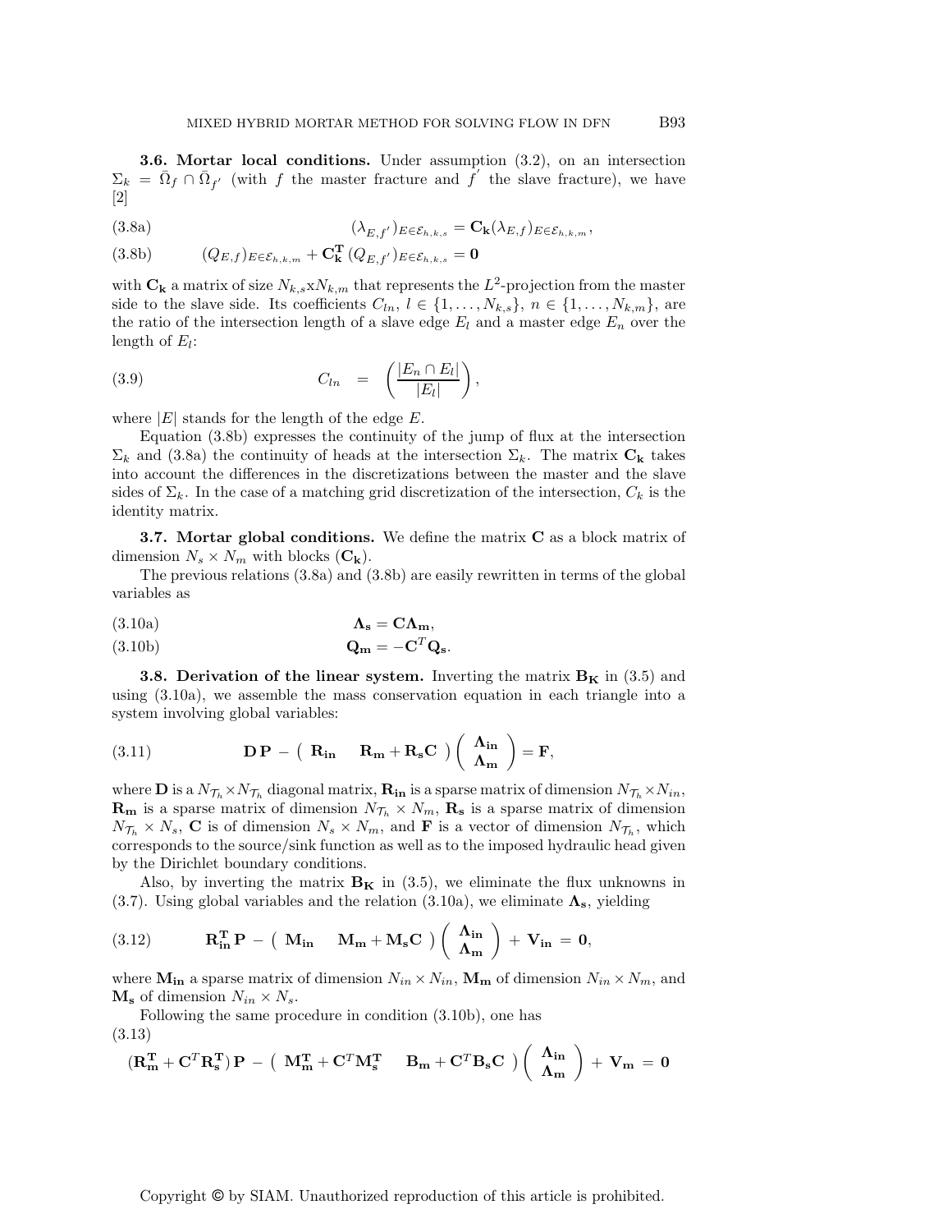**3.6. Mortar local conditions.** Under assumption (3.2), on an intersection $\Sigma_k = \bar{\Omega}_f \cap \bar{\Omega}_{f'}$ (with $f$ the master fracture and $f'$ the slave fracture), we have [2]

$$(\lambda_{E,f'})_{E\in\mathcal{E}_{h,k,s}} = \mathbf{C_k}(\lambda_{E,f})_{E\in\mathcal{E}_{h,k,m}}, \tag{3.8a}$$

$$(Q_{E,f})_{E\in\mathcal{E}_{h,k,m}} + \mathbf{C_k^T}\,(Q_{E,f'})_{E\in\mathcal{E}_{h,k,s}} = \mathbf{0} \tag{3.8b}$$

with $\mathbf{C_k}$ a matrix of size $N_{k,s}\text{x}N_{k,m}$ that represents the $L^2$-projection from the master side to the slave side. Its coefficients $C_{ln}$, $l \in \{1,\ldots,N_{k,s}\}$, $n \in \{1,\ldots,N_{k,m}\}$, are the ratio of the intersection length of a slave edge $E_l$ and a master edge $E_n$ over the length of $E_l$:

$$C_{ln} \quad = \quad \left(\frac{|E_n \cap E_l|}{|E_l|}\right), \tag{3.9}$$

where $|E|$ stands for the length of the edge $E$.

Equation (3.8b) expresses the continuity of the jump of flux at the intersection $\Sigma_k$ and (3.8a) the continuity of heads at the intersection $\Sigma_k$. The matrix $\mathbf{C_k}$ takes into account the differences in the discretizations between the master and the slave sides of $\Sigma_k$. In the case of a matching grid discretization of the intersection, $C_k$ is the identity matrix.

**3.7. Mortar global conditions.** We define the matrix $\mathbf{C}$ as a block matrix of dimension $N_s \times N_m$ with blocks $(\mathbf{C_k})$.

The previous relations (3.8a) and (3.8b) are easily rewritten in terms of the global variables as

$$\mathbf{\Lambda_s} = \mathbf{C}\mathbf{\Lambda_m}, \tag{3.10a}$$

$$\mathbf{Q_m} = -\mathbf{C}^T\mathbf{Q_s}. \tag{3.10b}$$

**3.8. Derivation of the linear system.** Inverting the matrix $\mathbf{B_K}$ in (3.5) and using (3.10a), we assemble the mass conservation equation in each triangle into a system involving global variables:

$$\mathbf{D}\,\mathbf{P} - \begin{pmatrix} \mathbf{R_{in}} & \mathbf{R_m} + \mathbf{R_s}\mathbf{C} \end{pmatrix} \begin{pmatrix} \mathbf{\Lambda_{in}} \\ \mathbf{\Lambda_m} \end{pmatrix} = \mathbf{F}, \tag{3.11}$$

where $\mathbf{D}$ is a $N_{\mathcal{T}_h}\times N_{\mathcal{T}_h}$ diagonal matrix, $\mathbf{R_{in}}$ is a sparse matrix of dimension $N_{\mathcal{T}_h}\times N_{in}$, $\mathbf{R_m}$ is a sparse matrix of dimension $N_{\mathcal{T}_h}\times N_m$, $\mathbf{R_s}$ is a sparse matrix of dimension $N_{\mathcal{T}_h}\times N_s$, $\mathbf{C}$ is of dimension $N_s \times N_m$, and $\mathbf{F}$ is a vector of dimension $N_{\mathcal{T}_h}$, which corresponds to the source/sink function as well as to the imposed hydraulic head given by the Dirichlet boundary conditions.

Also, by inverting the matrix $\mathbf{B_K}$ in (3.5), we eliminate the flux unknowns in (3.7). Using global variables and the relation (3.10a), we eliminate $\mathbf{\Lambda_s}$, yielding

$$\mathbf{R_{in}^T}\,\mathbf{P} - \begin{pmatrix} \mathbf{M_{in}} & \mathbf{M_m} + \mathbf{M_s}\mathbf{C} \end{pmatrix} \begin{pmatrix} \mathbf{\Lambda_{in}} \\ \mathbf{\Lambda_m} \end{pmatrix} + \mathbf{V_{in}} = \mathbf{0}, \tag{3.12}$$

where $\mathbf{M_{in}}$ a sparse matrix of dimension $N_{in}\times N_{in}$, $\mathbf{M_m}$ of dimension $N_{in}\times N_m$, and $\mathbf{M_s}$ of dimension $N_{in}\times N_s$.

Following the same procedure in condition (3.10b), one has

$$(\mathbf{R_m^T} + \mathbf{C}^T\mathbf{R_s^T})\,\mathbf{P} - \begin{pmatrix} \mathbf{M_m^T} + \mathbf{C}^T\mathbf{M_s^T} & \mathbf{B_m} + \mathbf{C}^T\mathbf{B_s}\mathbf{C} \end{pmatrix} \begin{pmatrix} \mathbf{\Lambda_{in}} \\ \mathbf{\Lambda_m} \end{pmatrix} + \mathbf{V_m} = \mathbf{0} \tag{3.13}$$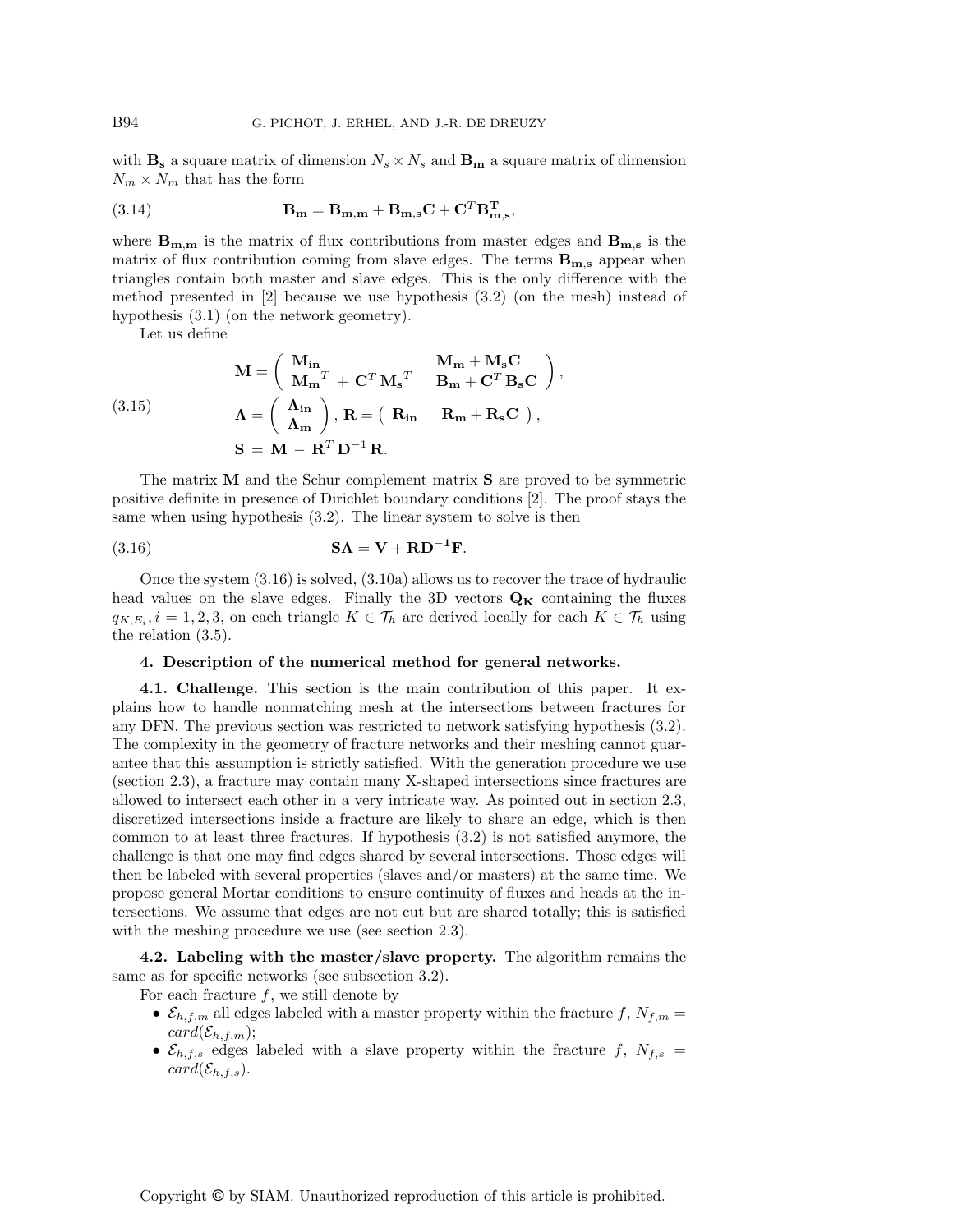with $\mathbf{B_s}$ a square matrix of dimension $N_s \times N_s$ and $\mathbf{B_m}$ a square matrix of dimension $N_m \times N_m$ that has the form

$$\mathbf{B_m} = \mathbf{B_{m,m}} + \mathbf{B_{m,s}}\mathbf{C} + \mathbf{C}^T\mathbf{B_{m,s}^T}, \tag{3.14}$$

where $\mathbf{B_{m,m}}$ is the matrix of flux contributions from master edges and $\mathbf{B_{m,s}}$ is the matrix of flux contribution coming from slave edges. The terms $\mathbf{B_{m,s}}$ appear when triangles contain both master and slave edges. This is the only difference with the method presented in [2] because we use hypothesis (3.2) (on the mesh) instead of hypothesis (3.1) (on the network geometry).

Let us define

$$\begin{aligned}
&\mathbf{M} = \begin{pmatrix} \mathbf{M_{in}} & \mathbf{M_m} + \mathbf{M_s}\mathbf{C} \\ \mathbf{M_m}^T + \mathbf{C}^T\mathbf{M_s}^T & \mathbf{B_m} + \mathbf{C}^T\mathbf{B_s}\mathbf{C} \end{pmatrix}, \\
&\mathbf{\Lambda} = \begin{pmatrix} \mathbf{\Lambda_{in}} \\ \mathbf{\Lambda_m} \end{pmatrix}, \ \mathbf{R} = \begin{pmatrix} \mathbf{R_{in}} & \mathbf{R_m} + \mathbf{R_s}\mathbf{C} \end{pmatrix}, \\
&\mathbf{S} = \mathbf{M} - \mathbf{R}^T\mathbf{D}^{-1}\mathbf{R}.
\end{aligned} \tag{3.15}$$

The matrix $\mathbf{M}$ and the Schur complement matrix $\mathbf{S}$ are proved to be symmetric positive definite in presence of Dirichlet boundary conditions [2]. The proof stays the same when using hypothesis (3.2). The linear system to solve is then

$$\mathbf{S\Lambda} = \mathbf{V} + \mathbf{R}\mathbf{D}^{-1}\mathbf{F}. \tag{3.16}$$

Once the system (3.16) is solved, (3.10a) allows us to recover the trace of hydraulic head values on the slave edges. Finally the 3D vectors $\mathbf{Q_K}$ containing the fluxes $q_{K,E_i}, i = 1, 2, 3$, on each triangle $K \in \mathcal{T}_h$ are derived locally for each $K \in \mathcal{T}_h$ using the relation (3.5).

## 4. Description of the numerical method for general networks.

**4.1. Challenge.** This section is the main contribution of this paper. It explains how to handle nonmatching mesh at the intersections between fractures for any DFN. The previous section was restricted to network satisfying hypothesis (3.2). The complexity in the geometry of fracture networks and their meshing cannot guarantee that this assumption is strictly satisfied. With the generation procedure we use (section 2.3), a fracture may contain many X-shaped intersections since fractures are allowed to intersect each other in a very intricate way. As pointed out in section 2.3, discretized intersections inside a fracture are likely to share an edge, which is then common to at least three fractures. If hypothesis (3.2) is not satisfied anymore, the challenge is that one may find edges shared by several intersections. Those edges will then be labeled with several properties (slaves and/or masters) at the same time. We propose general Mortar conditions to ensure continuity of fluxes and heads at the intersections. We assume that edges are not cut but are shared totally; this is satisfied with the meshing procedure we use (see section 2.3).

**4.2. Labeling with the master/slave property.** The algorithm remains the same as for specific networks (see subsection 3.2).

For each fracture $f$, we still denote by

- $\mathcal{E}_{h,f,m}$ all edges labeled with a master property within the fracture $f$, $N_{f,m} = card(\mathcal{E}_{h,f,m})$;
- $\mathcal{E}_{h,f,s}$ edges labeled with a slave property within the fracture $f$, $N_{f,s} = card(\mathcal{E}_{h,f,s})$.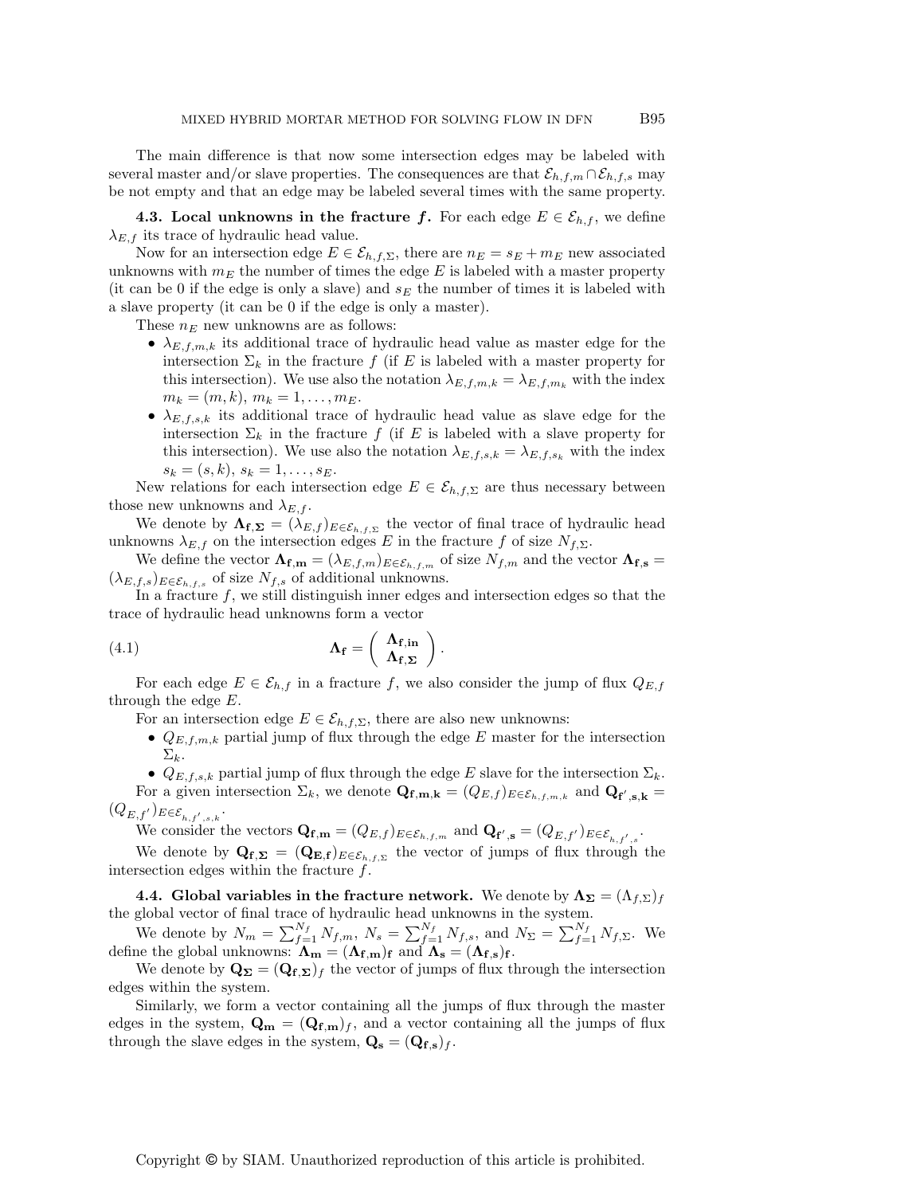The main difference is that now some intersection edges may be labeled with several master and/or slave properties. The consequences are that $\mathcal{E}_{h,f,m} \cap \mathcal{E}_{h,f,s}$ may be not empty and that an edge may be labeled several times with the same property.

### 4.3. Local unknowns in the fracture $f$.

For each edge $E \in \mathcal{E}_{h,f}$, we define $\lambda_{E,f}$ its trace of hydraulic head value.

Now for an intersection edge $E \in \mathcal{E}_{h,f,\Sigma}$, there are $n_E = s_E + m_E$ new associated unknowns with $m_E$ the number of times the edge $E$ is labeled with a master property (it can be 0 if the edge is only a slave) and $s_E$ the number of times it is labeled with a slave property (it can be 0 if the edge is only a master).

These $n_E$ new unknowns are as follows:

- $\lambda_{E,f,m,k}$ its additional trace of hydraulic head value as master edge for the intersection $\Sigma_k$ in the fracture $f$ (if $E$ is labeled with a master property for this intersection). We use also the notation $\lambda_{E,f,m,k} = \lambda_{E,f,m_k}$ with the index $m_k = (m,k)$, $m_k = 1, \ldots, m_E$.
- $\lambda_{E,f,s,k}$ its additional trace of hydraulic head value as slave edge for the intersection $\Sigma_k$ in the fracture $f$ (if $E$ is labeled with a slave property for this intersection). We use also the notation $\lambda_{E,f,s,k} = \lambda_{E,f,s_k}$ with the index $s_k = (s,k)$, $s_k = 1, \ldots, s_E$.

New relations for each intersection edge $E \in \mathcal{E}_{h,f,\Sigma}$ are thus necessary between those new unknowns and $\lambda_{E,f}$.

We denote by $\mathbf{\Lambda_{f,\Sigma}} = (\lambda_{E,f})_{E \in \mathcal{E}_{h,f,\Sigma}}$ the vector of final trace of hydraulic head unknowns $\lambda_{E,f}$ on the intersection edges $E$ in the fracture $f$ of size $N_{f,\Sigma}$.

We define the vector $\mathbf{\Lambda_{f,m}} = (\lambda_{E,f,m})_{E \in \mathcal{E}_{h,f,m}}$ of size $N_{f,m}$ and the vector $\mathbf{\Lambda_{f,s}} = (\lambda_{E,f,s})_{E \in \mathcal{E}_{h,f,s}}$ of size $N_{f,s}$ of additional unknowns.

In a fracture $f$, we still distinguish inner edges and intersection edges so that the trace of hydraulic head unknowns form a vector

$$\mathbf{\Lambda_f} = \begin{pmatrix} \mathbf{\Lambda_{f,in}} \\ \mathbf{\Lambda_{f,\Sigma}} \end{pmatrix}. \tag{4.1}$$

For each edge $E \in \mathcal{E}_{h,f}$ in a fracture $f$, we also consider the jump of flux $Q_{E,f}$ through the edge $E$.

For an intersection edge $E \in \mathcal{E}_{h,f,\Sigma}$, there are also new unknowns:

- $Q_{E,f,m,k}$ partial jump of flux through the edge $E$ master for the intersection $\Sigma_k$.
- $Q_{E,f,s,k}$ partial jump of flux through the edge $E$ slave for the intersection $\Sigma_k$.

For a given intersection $\Sigma_k$, we denote $\mathbf{Q_{f,m,k}} = (Q_{E,f})_{E \in \mathcal{E}_{h,f,m,k}}$ and $\mathbf{Q_{f',s,k}} = (Q_{E,f'})_{E \in \mathcal{E}_{h,f',s,k}}$.

We consider the vectors $\mathbf{Q_{f,m}} = (Q_{E,f})_{E \in \mathcal{E}_{h,f,m}}$ and $\mathbf{Q_{f',s}} = (Q_{E,f'})_{E \in \mathcal{E}_{h,f',s}}$.

We denote by $\mathbf{Q_{f,\Sigma}} = (\mathbf{Q_{E,f}})_{E \in \mathcal{E}_{h,f,\Sigma}}$ the vector of jumps of flux through the intersection edges within the fracture $f$.

### 4.4. Global variables in the fracture network.

We denote by $\mathbf{\Lambda_\Sigma} = (\Lambda_{f,\Sigma})_f$ the global vector of final trace of hydraulic head unknowns in the system.

We denote by $N_m = \sum_{f=1}^{N_f} N_{f,m}$, $N_s = \sum_{f=1}^{N_f} N_{f,s}$, and $N_\Sigma = \sum_{f=1}^{N_f} N_{f,\Sigma}$. We define the global unknowns: $\mathbf{\Lambda_m} = (\mathbf{\Lambda_{f,m}})_\mathbf{f}$ and $\mathbf{\Lambda_s} = (\mathbf{\Lambda_{f,s}})_\mathbf{f}$.

We denote by $\mathbf{Q_\Sigma} = (\mathbf{Q_{f,\Sigma}})_f$ the vector of jumps of flux through the intersection edges within the system.

Similarly, we form a vector containing all the jumps of flux through the master edges in the system, $\mathbf{Q_m} = (\mathbf{Q_{f,m}})_f$, and a vector containing all the jumps of flux through the slave edges in the system, $\mathbf{Q_s} = (\mathbf{Q_{f,s}})_f$.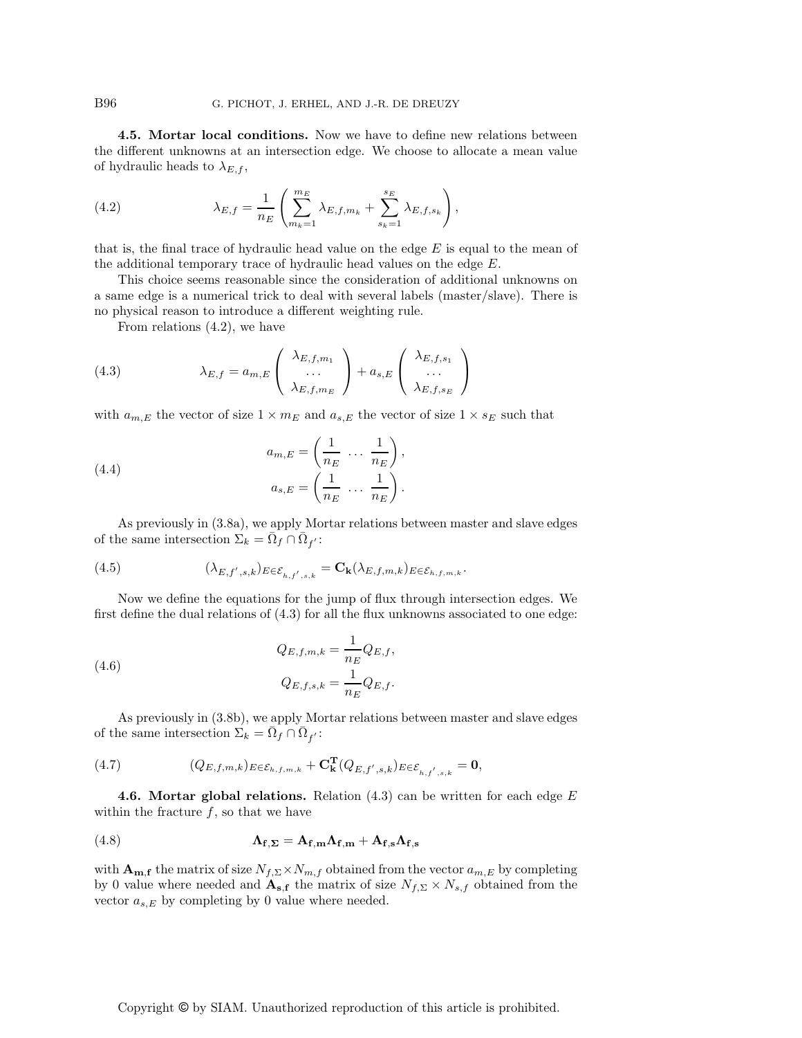**4.5. Mortar local conditions.** Now we have to define new relations between the different unknowns at an intersection edge. We choose to allocate a mean value of hydraulic heads to $\lambda_{E,f}$,

$$\lambda_{E,f} = \frac{1}{n_E}\left(\sum_{m_k=1}^{m_E} \lambda_{E,f,m_k} + \sum_{s_k=1}^{s_E} \lambda_{E,f,s_k}\right), \tag{4.2}$$

that is, the final trace of hydraulic head value on the edge $E$ is equal to the mean of the additional temporary trace of hydraulic head values on the edge $E$.

This choice seems reasonable since the consideration of additional unknowns on a same edge is a numerical trick to deal with several labels (master/slave). There is no physical reason to introduce a different weighting rule.

From relations (4.2), we have

$$\lambda_{E,f} = a_{m,E}\begin{pmatrix} \lambda_{E,f,m_1} \\ \cdots \\ \lambda_{E,f,m_E} \end{pmatrix} + a_{s,E}\begin{pmatrix} \lambda_{E,f,s_1} \\ \cdots \\ \lambda_{E,f,s_E} \end{pmatrix} \tag{4.3}$$

with $a_{m,E}$ the vector of size $1 \times m_E$ and $a_{s,E}$ the vector of size $1 \times s_E$ such that

$$\begin{aligned} a_{m,E} &= \left(\frac{1}{n_E} \ \cdots \ \frac{1}{n_E}\right), \\ a_{s,E} &= \left(\frac{1}{n_E} \ \cdots \ \frac{1}{n_E}\right). \end{aligned} \tag{4.4}$$

As previously in (3.8a), we apply Mortar relations between master and slave edges of the same intersection $\Sigma_k = \bar{\Omega}_f \cap \bar{\Omega}_{f'}$:

$$(\lambda_{E,f',s,k})_{E\in\mathcal{E}_{h,f',s,k}} = \mathbf{C_k}(\lambda_{E,f,m,k})_{E\in\mathcal{E}_{h,f,m,k}}. \tag{4.5}$$

Now we define the equations for the jump of flux through intersection edges. We first define the dual relations of (4.3) for all the flux unknowns associated to one edge:

$$\begin{aligned} Q_{E,f,m,k} &= \frac{1}{n_E}Q_{E,f}, \\ Q_{E,f,s,k} &= \frac{1}{n_E}Q_{E,f}. \end{aligned} \tag{4.6}$$

As previously in (3.8b), we apply Mortar relations between master and slave edges of the same intersection $\Sigma_k = \bar{\Omega}_f \cap \bar{\Omega}_{f'}$:

$$(Q_{E,f,m,k})_{E\in\mathcal{E}_{h,f,m,k}} + \mathbf{C_k^T}(Q_{E,f',s,k})_{E\in\mathcal{E}_{h,f',s,k}} = \mathbf{0}, \tag{4.7}$$

**4.6. Mortar global relations.** Relation (4.3) can be written for each edge $E$ within the fracture $f$, so that we have

$$\mathbf{\Lambda_{f,\Sigma}} = \mathbf{A_{f,m}}\mathbf{\Lambda_{f,m}} + \mathbf{A_{f,s}}\mathbf{\Lambda_{f,s}} \tag{4.8}$$

with $\mathbf{A_{m,f}}$ the matrix of size $N_{f,\Sigma} \times N_{m,f}$ obtained from the vector $a_{m,E}$ by completing by 0 value where needed and $\mathbf{A_{s,f}}$ the matrix of size $N_{f,\Sigma} \times N_{s,f}$ obtained from the vector $a_{s,E}$ by completing by 0 value where needed.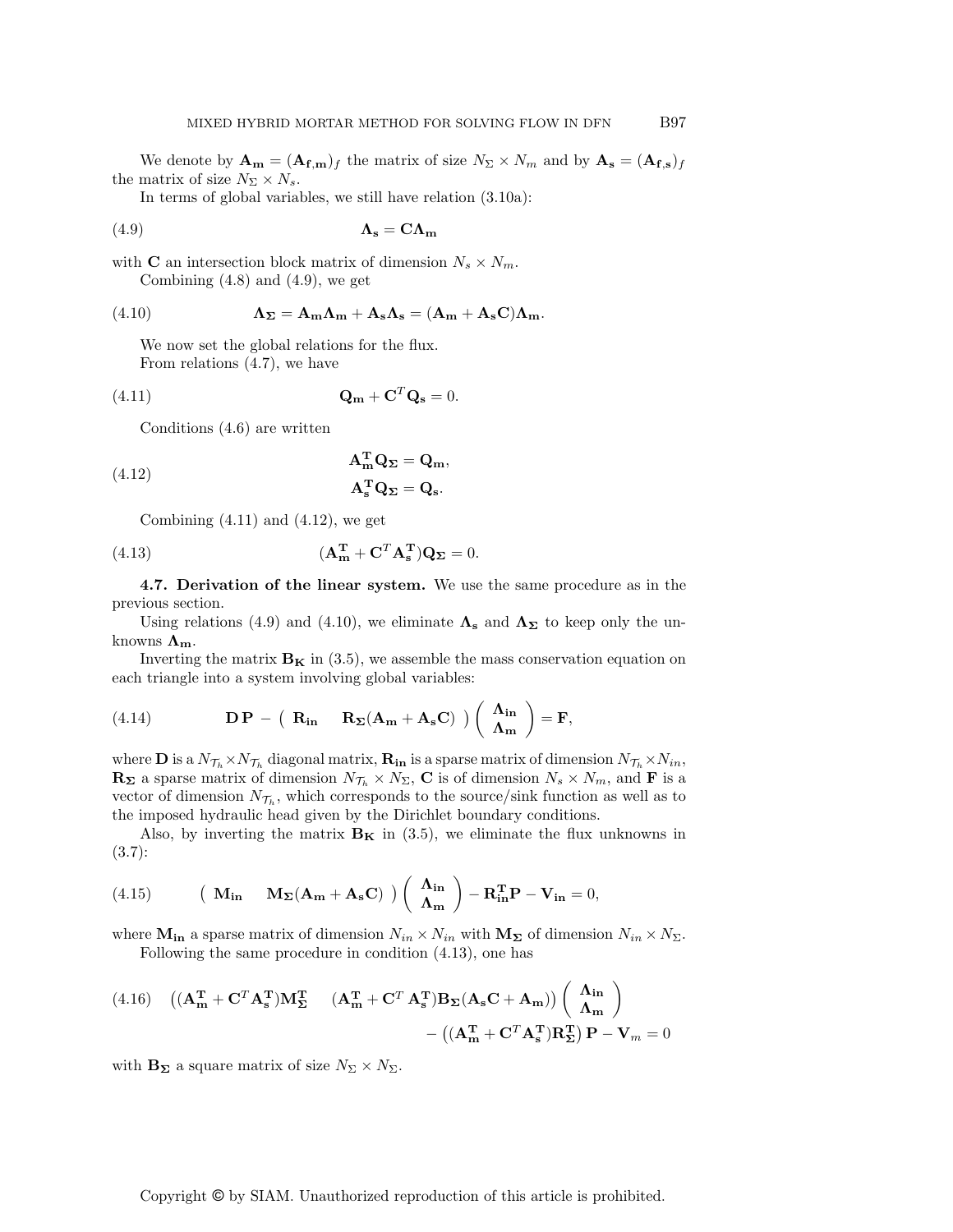We denote by $\mathbf{A_m} = (\mathbf{A_{f,m}})_f$ the matrix of size $N_\Sigma \times N_m$ and by $\mathbf{A_s} = (\mathbf{A_{f,s}})_f$ the matrix of size $N_\Sigma \times N_s$.

In terms of global variables, we still have relation (3.10a):

$$\mathbf{\Lambda_s} = \mathbf{C}\mathbf{\Lambda_m} \tag{4.9}$$

with $\mathbf{C}$ an intersection block matrix of dimension $N_s \times N_m$.

Combining (4.8) and (4.9), we get

$$\mathbf{\Lambda_\Sigma} = \mathbf{A_m}\mathbf{\Lambda_m} + \mathbf{A_s}\mathbf{\Lambda_s} = (\mathbf{A_m} + \mathbf{A_s}\mathbf{C})\mathbf{\Lambda_m}. \tag{4.10}$$

We now set the global relations for the flux.

From relations (4.7), we have

$$\mathbf{Q_m} + \mathbf{C}^T\mathbf{Q_s} = 0. \tag{4.11}$$

Conditions (4.6) are written

$$\begin{aligned} \mathbf{A_m^T}\mathbf{Q_\Sigma} &= \mathbf{Q_m}, \\ \mathbf{A_s^T}\mathbf{Q_\Sigma} &= \mathbf{Q_s}. \end{aligned} \tag{4.12}$$

Combining (4.11) and (4.12), we get

$$(\mathbf{A_m^T} + \mathbf{C}^T\mathbf{A_s^T})\mathbf{Q_\Sigma} = 0. \tag{4.13}$$

**4.7. Derivation of the linear system.** We use the same procedure as in the previous section.

Using relations (4.9) and (4.10), we eliminate $\mathbf{\Lambda_s}$ and $\mathbf{\Lambda_\Sigma}$ to keep only the unknowns $\mathbf{\Lambda_m}$.

Inverting the matrix $\mathbf{B_K}$ in (3.5), we assemble the mass conservation equation on each triangle into a system involving global variables:

$$\mathbf{D}\,\mathbf{P} - \begin{pmatrix} \mathbf{R_{in}} & \mathbf{R_\Sigma}(\mathbf{A_m} + \mathbf{A_s}\mathbf{C}) \end{pmatrix} \begin{pmatrix} \mathbf{\Lambda_{in}} \\ \mathbf{\Lambda_m} \end{pmatrix} = \mathbf{F}, \tag{4.14}$$

where $\mathbf{D}$ is a $N_{\mathcal{T}_h} \times N_{\mathcal{T}_h}$ diagonal matrix, $\mathbf{R_{in}}$ is a sparse matrix of dimension $N_{\mathcal{T}_h} \times N_{in}$, $\mathbf{R_\Sigma}$ a sparse matrix of dimension $N_{\mathcal{T}_h} \times N_\Sigma$, $\mathbf{C}$ is of dimension $N_s \times N_m$, and $\mathbf{F}$ is a vector of dimension $N_{\mathcal{T}_h}$, which corresponds to the source/sink function as well as to the imposed hydraulic head given by the Dirichlet boundary conditions.

Also, by inverting the matrix $\mathbf{B_K}$ in (3.5), we eliminate the flux unknowns in (3.7):

$$\begin{pmatrix} \mathbf{M_{in}} & \mathbf{M_\Sigma}(\mathbf{A_m} + \mathbf{A_s}\mathbf{C}) \end{pmatrix} \begin{pmatrix} \mathbf{\Lambda_{in}} \\ \mathbf{\Lambda_m} \end{pmatrix} - \mathbf{R_{in}^T}\mathbf{P} - \mathbf{V_{in}} = 0, \tag{4.15}$$

where $\mathbf{M_{in}}$ a sparse matrix of dimension $N_{in} \times N_{in}$ with $\mathbf{M_\Sigma}$ of dimension $N_{in} \times N_\Sigma$.

Following the same procedure in condition (4.13), one has

$$\begin{aligned} &\begin{pmatrix} (\mathbf{A_m^T} + \mathbf{C}^T\mathbf{A_s^T})\mathbf{M_\Sigma^T} & (\mathbf{A_m^T} + \mathbf{C}^T\,\mathbf{A_s^T})\mathbf{B_\Sigma}(\mathbf{A_s}\mathbf{C} + \mathbf{A_m}) \end{pmatrix} \begin{pmatrix} \mathbf{\Lambda_{in}} \\ \mathbf{\Lambda_m} \end{pmatrix} \\ &\qquad - \left((\mathbf{A_m^T} + \mathbf{C}^T\mathbf{A_s^T})\mathbf{R_\Sigma^T}\right)\mathbf{P} - \mathbf{V}_m = 0 \end{aligned} \tag{4.16}$$

with $\mathbf{B_\Sigma}$ a square matrix of size $N_\Sigma \times N_\Sigma$.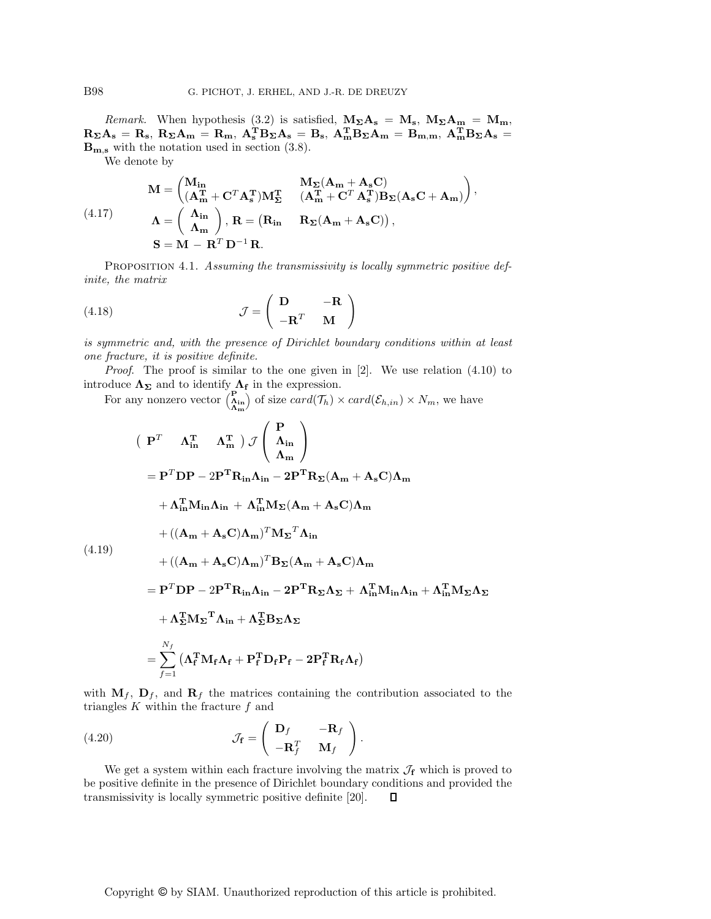*Remark.* When hypothesis (3.2) is satisfied, $\mathbf{M_\Sigma A_s} = \mathbf{M_s}$, $\mathbf{M_\Sigma A_m} = \mathbf{M_m}$, $\mathbf{R_\Sigma A_s} = \mathbf{R_s}$, $\mathbf{R_\Sigma A_m} = \mathbf{R_m}$, $\mathbf{A_s^T B_\Sigma A_s} = \mathbf{B}_s$, $\mathbf{A_m^T B_\Sigma A_m} = \mathbf{B_{m,m}}$, $\mathbf{A_m^T B_\Sigma A_s} = \mathbf{B_{m,s}}$ with the notation used in section (3.8).

We denote by

$$
\begin{aligned}
\mathbf{M} &= \begin{pmatrix} \mathbf{M_{in}} & \mathbf{M_\Sigma}(\mathbf{A_m} + \mathbf{A_s C}) \\ (\mathbf{A_m^T} + \mathbf{C}^T \mathbf{A_s^T})\mathbf{M_\Sigma^T} & (\mathbf{A_m^T} + \mathbf{C}^T\, \mathbf{A_s^T})\mathbf{B_\Sigma}(\mathbf{A_s C} + \mathbf{A_m}) \end{pmatrix}, \\
\mathbf{\Lambda} &= \begin{pmatrix} \mathbf{\Lambda_{in}} \\ \mathbf{\Lambda_m} \end{pmatrix}, \ \mathbf{R} = \begin{pmatrix} \mathbf{R_{in}} & \mathbf{R_\Sigma}(\mathbf{A_m} + \mathbf{A_s C}) \end{pmatrix}, \\
\mathbf{S} &= \mathbf{M} - \mathbf{R}^T \mathbf{D}^{-1} \mathbf{R}.
\end{aligned}
\tag{4.17}
$$

PROPOSITION 4.1. *Assuming the transmissivity is locally symmetric positive definite, the matrix*

$$
\mathcal{J} = \begin{pmatrix} \mathbf{D} & -\mathbf{R} \\ -\mathbf{R}^T & \mathbf{M} \end{pmatrix}
\tag{4.18}
$$

*is symmetric and, with the presence of Dirichlet boundary conditions within at least one fracture, it is positive definite.*

*Proof.* The proof is similar to the one given in [2]. We use relation (4.10) to introduce $\mathbf{\Lambda_\Sigma}$ and to identify $\mathbf{\Lambda_f}$ in the expression.

For any nonzero vector $\begin{pmatrix} \mathbf{P} \\ \mathbf{\Lambda_{in}} \\ \mathbf{\Lambda_m} \end{pmatrix}$ of size $card(\mathcal{T}_h) \times card(\mathcal{E}_{h,in}) \times N_m$, we have

$$
\begin{aligned}
&\begin{pmatrix} \mathbf{P}^T & \mathbf{\Lambda_{in}^T} & \mathbf{\Lambda_m^T} \end{pmatrix} \mathcal{J} \begin{pmatrix} \mathbf{P} \\ \mathbf{\Lambda_{in}} \\ \mathbf{\Lambda_m} \end{pmatrix} \\
&= \mathbf{P}^T \mathbf{D} \mathbf{P} - 2\mathbf{P^T R_{in} \Lambda_{in}} - \mathbf{2P^T R_\Sigma}(\mathbf{A_m} + \mathbf{A_s C})\mathbf{\Lambda_m} \\
&\quad + \mathbf{\Lambda_{in}^T M_{in} \Lambda_{in}} + \mathbf{\Lambda_{in}^T M_\Sigma}(\mathbf{A_m} + \mathbf{A_s C})\mathbf{\Lambda_m} \\
&\quad + ((\mathbf{A_m} + \mathbf{A_s C})\mathbf{\Lambda_m})^T \mathbf{M_\Sigma}^T \mathbf{\Lambda_{in}} \\
&\quad + ((\mathbf{A_m} + \mathbf{A_s C})\mathbf{\Lambda_m})^T \mathbf{B_\Sigma}(\mathbf{A_m} + \mathbf{A_s C})\mathbf{\Lambda_m} \\
&= \mathbf{P}^T \mathbf{D} \mathbf{P} - 2\mathbf{P^T R_{in} \Lambda_{in}} - \mathbf{2P^T R_\Sigma \Lambda_\Sigma} + \mathbf{\Lambda_{in}^T M_{in} \Lambda_{in}} + \mathbf{\Lambda_{in}^T M_\Sigma \Lambda_\Sigma} \\
&\quad + \mathbf{\Lambda_\Sigma^T M_\Sigma{}^T \Lambda_{in}} + \mathbf{\Lambda_\Sigma^T B_\Sigma \Lambda_\Sigma} \\
&= \sum_{f=1}^{N_f} \left( \mathbf{\Lambda_f^T M_f \Lambda_f} + \mathbf{P_f^T D_f P_f} - \mathbf{2P_f^T R_f \Lambda_f} \right)
\end{aligned}
\tag{4.19}
$$

with $\mathbf{M}_f$, $\mathbf{D}_f$, and $\mathbf{R}_f$ the matrices containing the contribution associated to the triangles $K$ within the fracture $f$ and

$$
\mathcal{J}_\mathbf{f} = \begin{pmatrix} \mathbf{D}_f & -\mathbf{R}_f \\ -\mathbf{R}_f^T & \mathbf{M}_f \end{pmatrix}.
\tag{4.20}
$$

We get a system within each fracture involving the matrix $\mathcal{J}_\mathbf{f}$ which is proved to be positive definite in the presence of Dirichlet boundary conditions and provided the transmissivity is locally symmetric positive definite [20]. ∎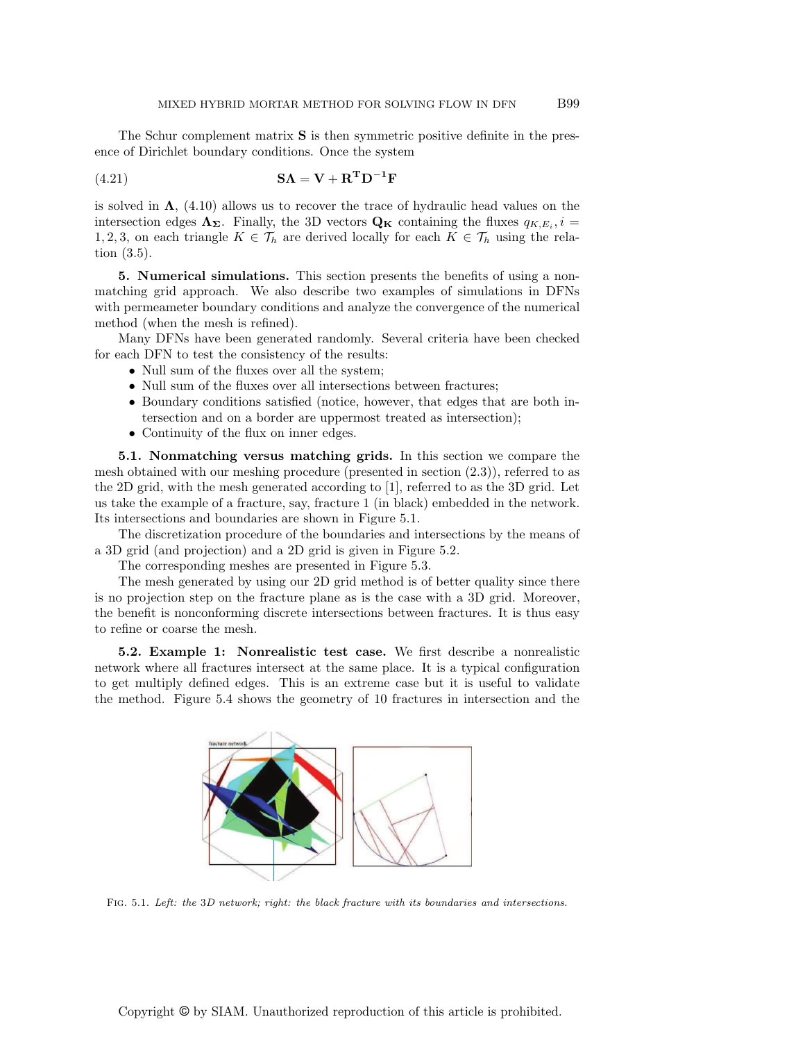The Schur complement matrix $\mathbf{S}$ is then symmetric positive definite in the presence of Dirichlet boundary conditions. Once the system

$$\mathbf{S}\boldsymbol{\Lambda} = \mathbf{V} + \mathbf{R}^{\mathbf{T}}\mathbf{D}^{-\mathbf{1}}\mathbf{F} \tag{4.21}$$

is solved in $\boldsymbol{\Lambda}$, (4.10) allows us to recover the trace of hydraulic head values on the intersection edges $\boldsymbol{\Lambda}_{\boldsymbol{\Sigma}}$. Finally, the 3D vectors $\mathbf{Q}_{\mathbf{K}}$ containing the fluxes $q_{K,E_i}, i = 1,2,3$, on each triangle $K \in \mathcal{T}_h$ are derived locally for each $K \in \mathcal{T}_h$ using the relation (3.5).

## 5. Numerical simulations.

This section presents the benefits of using a nonmatching grid approach. We also describe two examples of simulations in DFNs with permeameter boundary conditions and analyze the convergence of the numerical method (when the mesh is refined).

Many DFNs have been generated randomly. Several criteria have been checked for each DFN to test the consistency of the results:

- Null sum of the fluxes over all the system;
- Null sum of the fluxes over all intersections between fractures;
- Boundary conditions satisfied (notice, however, that edges that are both intersection and on a border are uppermost treated as intersection);
- Continuity of the flux on inner edges.

### 5.1. Nonmatching versus matching grids.

In this section we compare the mesh obtained with our meshing procedure (presented in section (2.3)), referred to as the 2D grid, with the mesh generated according to [1], referred to as the 3D grid. Let us take the example of a fracture, say, fracture 1 (in black) embedded in the network. Its intersections and boundaries are shown in Figure 5.1.

The discretization procedure of the boundaries and intersections by the means of a 3D grid (and projection) and a 2D grid is given in Figure 5.2.

The corresponding meshes are presented in Figure 5.3.

The mesh generated by using our 2D grid method is of better quality since there is no projection step on the fracture plane as is the case with a 3D grid. Moreover, the benefit is nonconforming discrete intersections between fractures. It is thus easy to refine or coarse the mesh.

### 5.2. Example 1: Nonrealistic test case.

We first describe a nonrealistic network where all fractures intersect at the same place. It is a typical configuration to get multiply defined edges. This is an extreme case but it is useful to validate the method. Figure 5.4 shows the geometry of 10 fractures in intersection and the

Fig. 5.1. *Left: the 3D network; right: the black fracture with its boundaries and intersections.*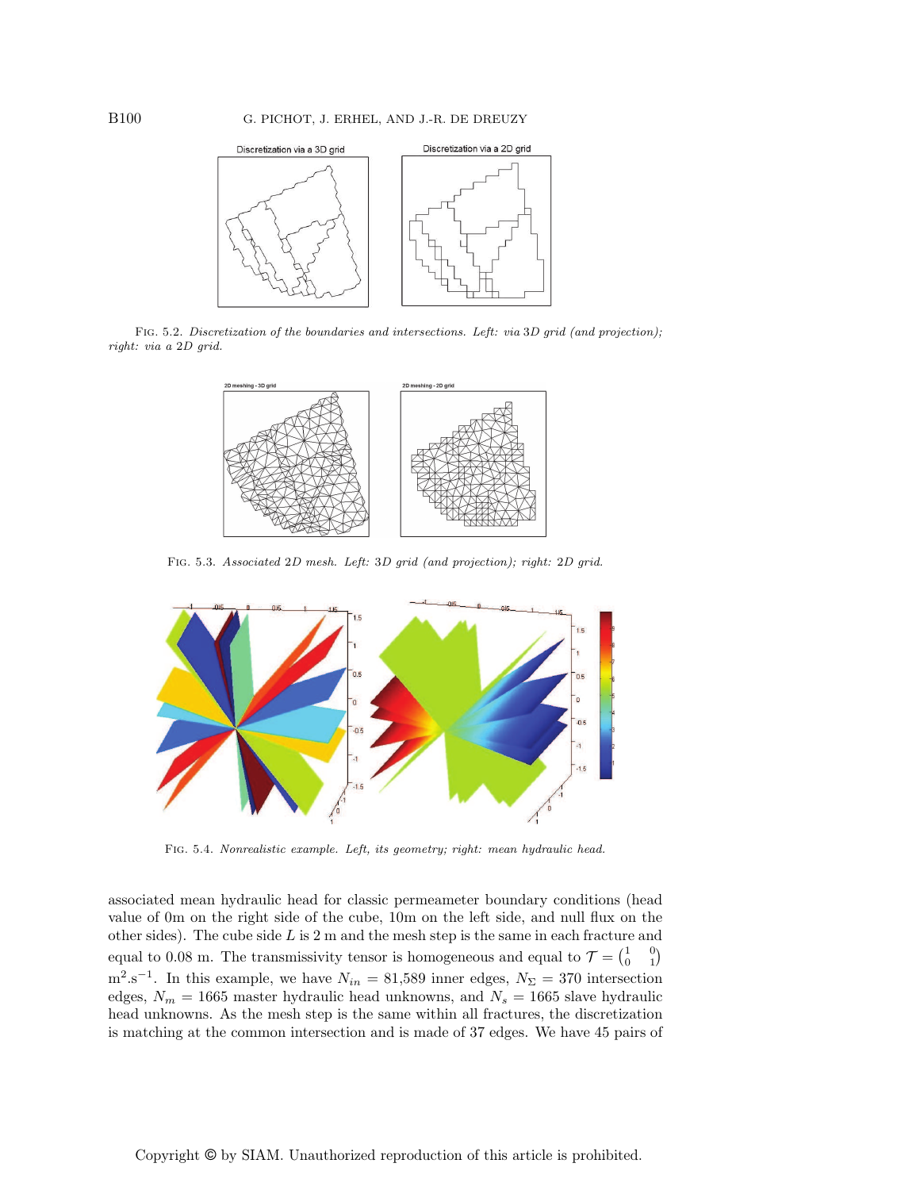FIG. 5.2. *Discretization of the boundaries and intersections. Left: via 3D grid (and projection); right: via a 2D grid.*

FIG. 5.3. *Associated 2D mesh. Left: 3D grid (and projection); right: 2D grid.*

FIG. 5.4. *Nonrealistic example. Left, its geometry; right: mean hydraulic head.*

associated mean hydraulic head for classic permeameter boundary conditions (head value of 0m on the right side of the cube, 10m on the left side, and null flux on the other sides). The cube side $L$ is 2 m and the mesh step is the same in each fracture and equal to 0.08 m. The transmissivity tensor is homogeneous and equal to $\mathcal{T} = \begin{pmatrix} 1 & 0 \\ 0 & 1 \end{pmatrix}$ m$^2$.s$^{-1}$. In this example, we have $N_{in} = 81{,}589$ inner edges, $N_\Sigma = 370$ intersection edges, $N_m = 1665$ master hydraulic head unknowns, and $N_s = 1665$ slave hydraulic head unknowns. As the mesh step is the same within all fractures, the discretization is matching at the common intersection and is made of 37 edges. We have 45 pairs of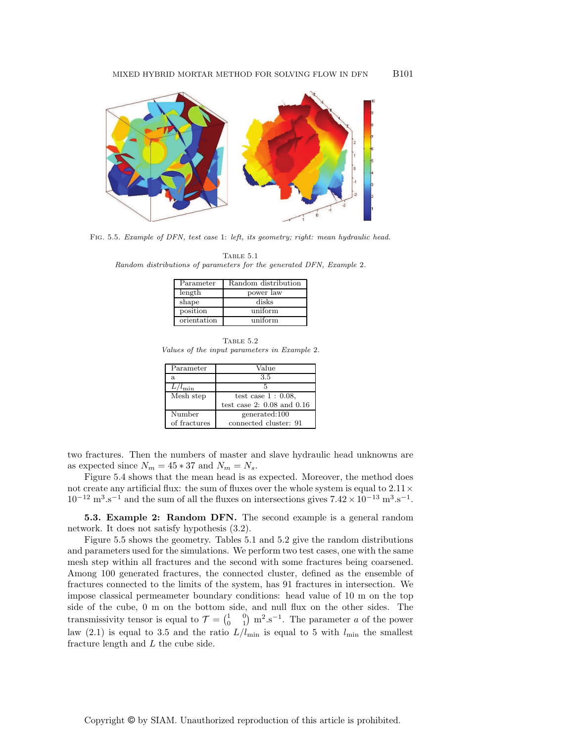Fig. 5.5. *Example of DFN, test case 1: left, its geometry; right: mean hydraulic head.*

Table 5.1
*Random distributions of parameters for the generated DFN, Example 2.*

| Parameter | Random distribution |
|---|---|
| length | power law |
| shape | disks |
| position | uniform |
| orientation | uniform |

Table 5.2
*Values of the input parameters in Example 2.*

| Parameter | Value |
|---|---|
| a | 3.5 |
| $L/l_{\min}$ | 5 |
| Mesh step | test case 1 : 0.08, test case 2: 0.08 and 0.16 |
| Number of fractures | generated:100 connected cluster: 91 |

two fractures. Then the numbers of master and slave hydraulic head unknowns are as expected since $N_m = 45 * 37$ and $N_m = N_s$.

Figure 5.4 shows that the mean head is as expected. Moreover, the method does not create any artificial flux: the sum of fluxes over the whole system is equal to $2.11 \times 10^{-12}$ $\text{m}^3.\text{s}^{-1}$ and the sum of all the fluxes on intersections gives $7.42 \times 10^{-13}$ $\text{m}^3.\text{s}^{-1}$.

**5.3. Example 2: Random DFN.** The second example is a general random network. It does not satisfy hypothesis (3.2).

Figure 5.5 shows the geometry. Tables 5.1 and 5.2 give the random distributions and parameters used for the simulations. We perform two test cases, one with the same mesh step within all fractures and the second with some fractures being coarsened. Among 100 generated fractures, the connected cluster, defined as the ensemble of fractures connected to the limits of the system, has 91 fractures in intersection. We impose classical permeameter boundary conditions: head value of 10 m on the top side of the cube, 0 m on the bottom side, and null flux on the other sides. The transmissivity tensor is equal to $\mathcal{T} = \begin{pmatrix} 1 & 0 \\ 0 & 1 \end{pmatrix}$ $\text{m}^2.\text{s}^{-1}$. The parameter $a$ of the power law (2.1) is equal to 3.5 and the ratio $L/l_{\min}$ is equal to 5 with $l_{\min}$ the smallest fracture length and $L$ the cube side.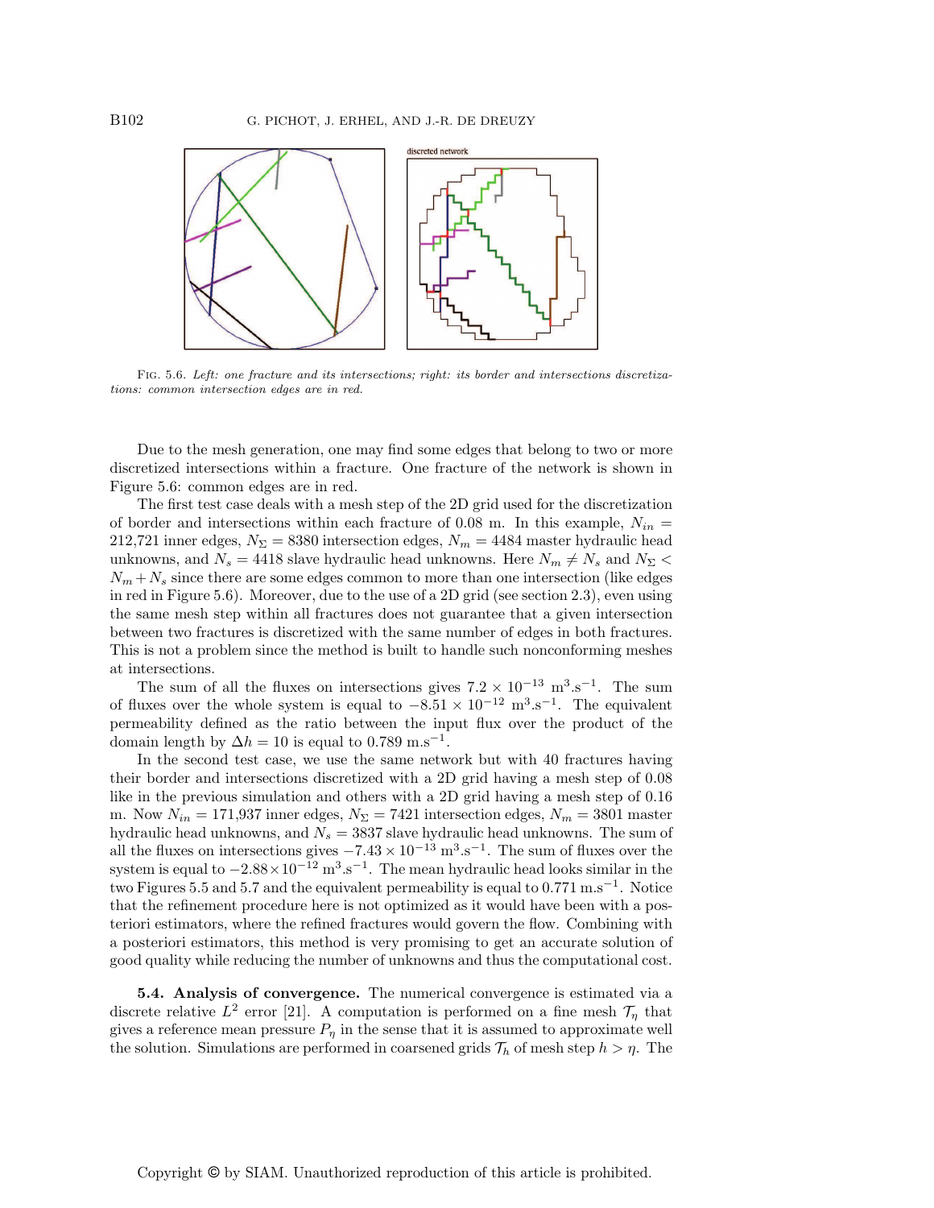Fig. 5.6. *Left: one fracture and its intersections; right: its border and intersections discretizations: common intersection edges are in red.*

Due to the mesh generation, one may find some edges that belong to two or more discretized intersections within a fracture. One fracture of the network is shown in Figure 5.6: common edges are in red.

The first test case deals with a mesh step of the 2D grid used for the discretization of border and intersections within each fracture of 0.08 m. In this example, $N_{in}$ = 212,721 inner edges, $N_\Sigma = 8380$ intersection edges, $N_m = 4484$ master hydraulic head unknowns, and $N_s = 4418$ slave hydraulic head unknowns. Here $N_m \neq N_s$ and $N_\Sigma < N_m + N_s$ since there are some edges common to more than one intersection (like edges in red in Figure 5.6). Moreover, due to the use of a 2D grid (see section 2.3), even using the same mesh step within all fractures does not guarantee that a given intersection between two fractures is discretized with the same number of edges in both fractures. This is not a problem since the method is built to handle such nonconforming meshes at intersections.

The sum of all the fluxes on intersections gives $7.2 \times 10^{-13}$ m$^3$.s$^{-1}$. The sum of fluxes over the whole system is equal to $-8.51 \times 10^{-12}$ m$^3$.s$^{-1}$. The equivalent permeability defined as the ratio between the input flux over the product of the domain length by $\Delta h = 10$ is equal to 0.789 m.s$^{-1}$.

In the second test case, we use the same network but with 40 fractures having their border and intersections discretized with a 2D grid having a mesh step of 0.08 like in the previous simulation and others with a 2D grid having a mesh step of 0.16 m. Now $N_{in}$ = 171,937 inner edges, $N_\Sigma = 7421$ intersection edges, $N_m = 3801$ master hydraulic head unknowns, and $N_s = 3837$ slave hydraulic head unknowns. The sum of all the fluxes on intersections gives $-7.43 \times 10^{-13}$ m$^3$.s$^{-1}$. The sum of fluxes over the system is equal to $-2.88 \times 10^{-12}$ m$^3$.s$^{-1}$. The mean hydraulic head looks similar in the two Figures 5.5 and 5.7 and the equivalent permeability is equal to 0.771 m.s$^{-1}$. Notice that the refinement procedure here is not optimized as it would have been with a posteriori estimators, where the refined fractures would govern the flow. Combining with a posteriori estimators, this method is very promising to get an accurate solution of good quality while reducing the number of unknowns and thus the computational cost.

**5.4. Analysis of convergence.** The numerical convergence is estimated via a discrete relative $L^2$ error [21]. A computation is performed on a fine mesh $\mathcal{T}_\eta$ that gives a reference mean pressure $P_\eta$ in the sense that it is assumed to approximate well the solution. Simulations are performed in coarsened grids $\mathcal{T}_h$ of mesh step $h > \eta$. The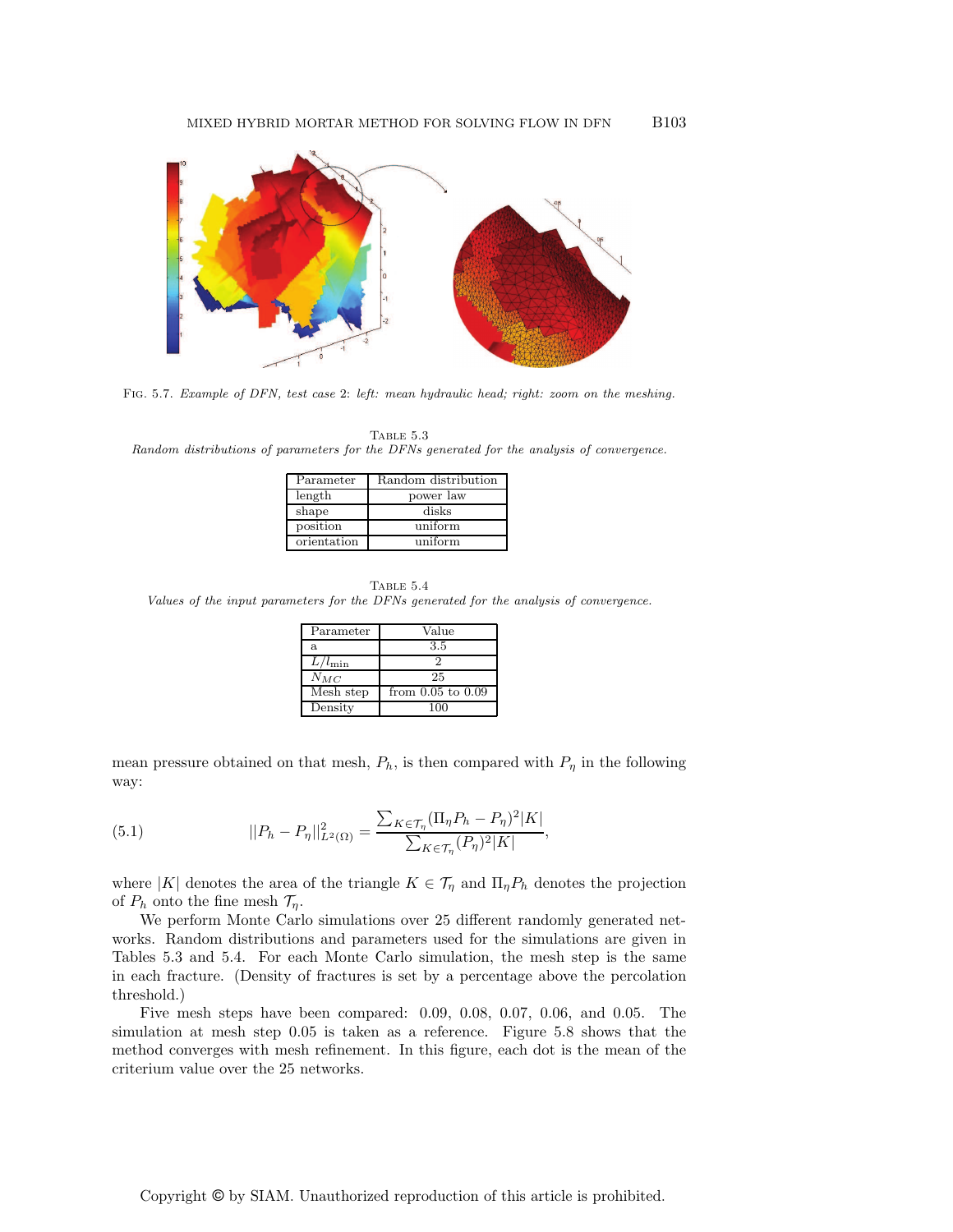Fig. 5.7. *Example of DFN, test case* 2*: left: mean hydraulic head; right: zoom on the meshing.*

Table 5.3

*Random distributions of parameters for the DFNs generated for the analysis of convergence.*

| Parameter | Random distribution |
|---|---|
| length | power law |
| shape | disks |
| position | uniform |
| orientation | uniform |

Table 5.4

*Values of the input parameters for the DFNs generated for the analysis of convergence.*

| Parameter | Value |
|---|---|
| a | 3.5 |
| $L/l_{\min}$ | 2 |
| $N_{MC}$ | 25 |
| Mesh step | from 0.05 to 0.09 |
| Density | 100 |

mean pressure obtained on that mesh, $P_h$, is then compared with $P_\eta$ in the following way:

$$||P_h - P_\eta||^2_{L^2(\Omega)} = \frac{\sum_{K \in \mathcal{T}_\eta} (\Pi_\eta P_h - P_\eta)^2 |K|}{\sum_{K \in \mathcal{T}_\eta} (P_\eta)^2 |K|}, \tag{5.1}$$

where $|K|$ denotes the area of the triangle $K \in \mathcal{T}_\eta$ and $\Pi_\eta P_h$ denotes the projection of $P_h$ onto the fine mesh $\mathcal{T}_\eta$.

We perform Monte Carlo simulations over 25 different randomly generated networks. Random distributions and parameters used for the simulations are given in Tables 5.3 and 5.4. For each Monte Carlo simulation, the mesh step is the same in each fracture. (Density of fractures is set by a percentage above the percolation threshold.)

Five mesh steps have been compared: 0.09, 0.08, 0.07, 0.06, and 0.05. The simulation at mesh step 0.05 is taken as a reference. Figure 5.8 shows that the method converges with mesh refinement. In this figure, each dot is the mean of the criterium value over the 25 networks.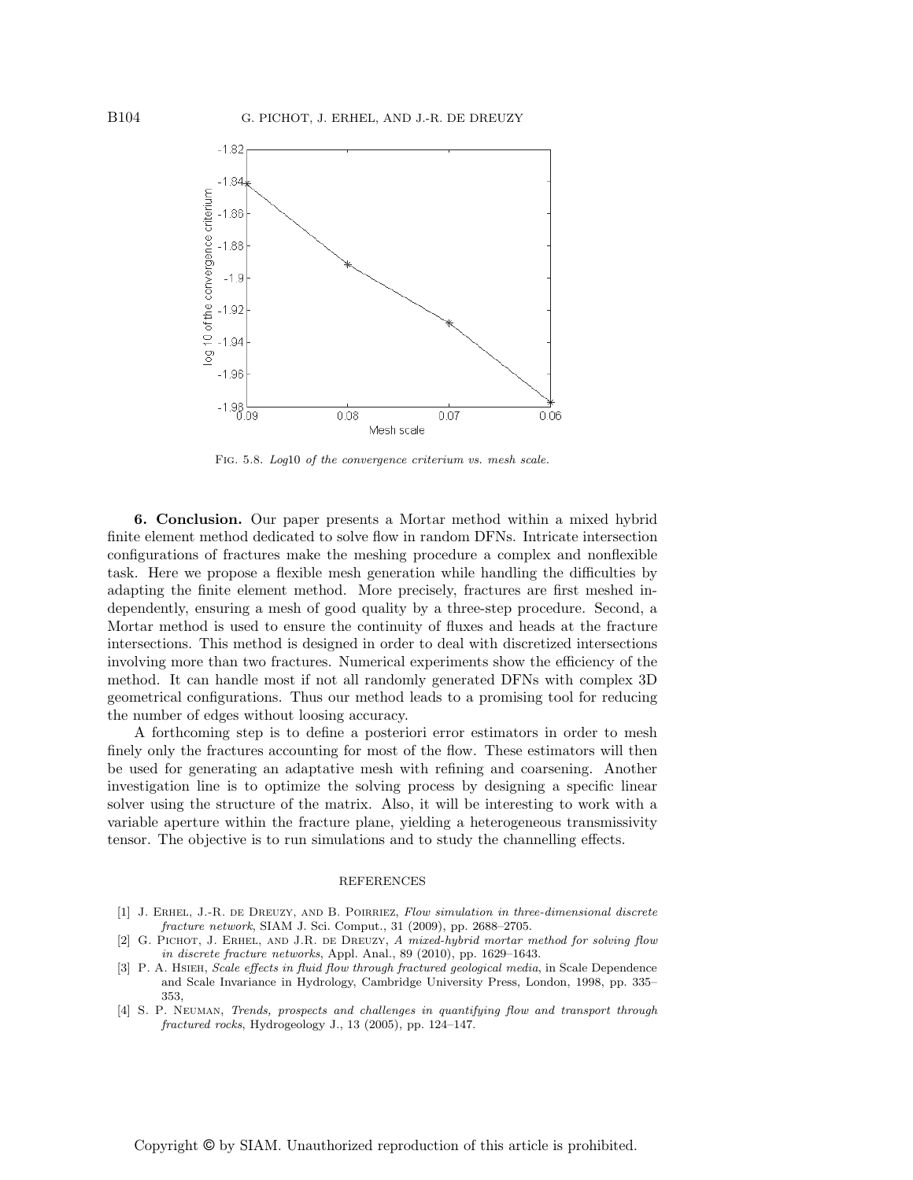Fig. 5.8. *Log*10 *of the convergence criterium vs. mesh scale.*

## 6. Conclusion.

Our paper presents a Mortar method within a mixed hybrid finite element method dedicated to solve flow in random DFNs. Intricate intersection configurations of fractures make the meshing procedure a complex and nonflexible task. Here we propose a flexible mesh generation while handling the difficulties by adapting the finite element method. More precisely, fractures are first meshed independently, ensuring a mesh of good quality by a three-step procedure. Second, a Mortar method is used to ensure the continuity of fluxes and heads at the fracture intersections. This method is designed in order to deal with discretized intersections involving more than two fractures. Numerical experiments show the efficiency of the method. It can handle most if not all randomly generated DFNs with complex 3D geometrical configurations. Thus our method leads to a promising tool for reducing the number of edges without loosing accuracy.

A forthcoming step is to define a posteriori error estimators in order to mesh finely only the fractures accounting for most of the flow. These estimators will then be used for generating an adaptative mesh with refining and coarsening. Another investigation line is to optimize the solving process by designing a specific linear solver using the structure of the matrix. Also, it will be interesting to work with a variable aperture within the fracture plane, yielding a heterogeneous transmissivity tensor. The objective is to run simulations and to study the channelling effects.

## REFERENCES

[1] J. Erhel, J.-R. de Dreuzy, and B. Poirriez, *Flow simulation in three-dimensional discrete fracture network*, SIAM J. Sci. Comput., 31 (2009), pp. 2688–2705.

[2] G. Pichot, J. Erhel, and J.R. de Dreuzy, *A mixed-hybrid mortar method for solving flow in discrete fracture networks*, Appl. Anal., 89 (2010), pp. 1629–1643.

[3] P. A. Hsieh, *Scale effects in fluid flow through fractured geological media*, in Scale Dependence and Scale Invariance in Hydrology, Cambridge University Press, London, 1998, pp. 335–353,

[4] S. P. Neuman, *Trends, prospects and challenges in quantifying flow and transport through fractured rocks*, Hydrogeology J., 13 (2005), pp. 124–147.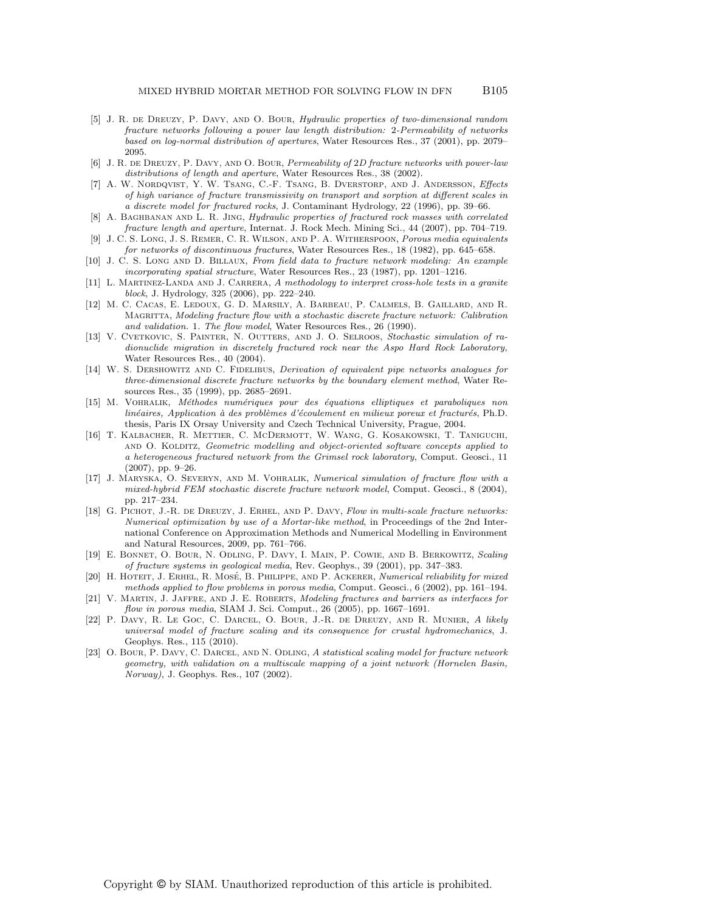[5] J. R. de Dreuzy, P. Davy, and O. Bour, *Hydraulic properties of two-dimensional random fracture networks following a power law length distribution: 2-Permeability of networks based on log-normal distribution of apertures*, Water Resources Res., 37 (2001), pp. 2079–2095.

[6] J. R. de Dreuzy, P. Davy, and O. Bour, *Permeability of 2D fracture networks with power-law distributions of length and aperture*, Water Resources Res., 38 (2002).

[7] A. W. Nordqvist, Y. W. Tsang, C.-F. Tsang, B. Dverstorp, and J. Andersson, *Effects of high variance of fracture transmissivity on transport and sorption at different scales in a discrete model for fractured rocks*, J. Contaminant Hydrology, 22 (1996), pp. 39–66.

[8] A. Baghbanan and L. R. Jing, *Hydraulic properties of fractured rock masses with correlated fracture length and aperture*, Internat. J. Rock Mech. Mining Sci., 44 (2007), pp. 704–719.

[9] J. C. S. Long, J. S. Remer, C. R. Wilson, and P. A. Witherspoon, *Porous media equivalents for networks of discontinuous fractures*, Water Resources Res., 18 (1982), pp. 645–658.

[10] J. C. S. Long and D. Billaux, *From field data to fracture network modeling: An example incorporating spatial structure*, Water Resources Res., 23 (1987), pp. 1201–1216.

[11] L. Martinez-Landa and J. Carrera, *A methodology to interpret cross-hole tests in a granite block*, J. Hydrology, 325 (2006), pp. 222–240.

[12] M. C. Cacas, E. Ledoux, G. D. Marsily, A. Barbeau, P. Calmels, B. Gaillard, and R. Magritta, *Modeling fracture flow with a stochastic discrete fracture network: Calibration and validation.* 1. *The flow model*, Water Resources Res., 26 (1990).

[13] V. Cvetkovic, S. Painter, N. Outters, and J. O. Selroos, *Stochastic simulation of radionuclide migration in discretely fractured rock near the Aspo Hard Rock Laboratory*, Water Resources Res., 40 (2004).

[14] W. S. Dershowitz and C. Fidelibus, *Derivation of equivalent pipe networks analogues for three-dimensional discrete fracture networks by the boundary element method*, Water Resources Res., 35 (1999), pp. 2685–2691.

[15] M. Vohralik, *Méthodes numériques pour des équations elliptiques et paraboliques non linéaires, Application à des problèmes d'écoulement en milieux poreux et fracturés*, Ph.D. thesis, Paris IX Orsay University and Czech Technical University, Prague, 2004.

[16] T. Kalbacher, R. Mettier, C. McDermott, W. Wang, G. Kosakowski, T. Taniguchi, and O. Kolditz, *Geometric modelling and object-oriented software concepts applied to a heterogeneous fractured network from the Grimsel rock laboratory*, Comput. Geosci., 11 (2007), pp. 9–26.

[17] J. Maryska, O. Severyn, and M. Vohralik, *Numerical simulation of fracture flow with a mixed-hybrid FEM stochastic discrete fracture network model*, Comput. Geosci., 8 (2004), pp. 217–234.

[18] G. Pichot, J.-R. de Dreuzy, J. Erhel, and P. Davy, *Flow in multi-scale fracture networks: Numerical optimization by use of a Mortar-like method*, in Proceedings of the 2nd International Conference on Approximation Methods and Numerical Modelling in Environment and Natural Resources, 2009, pp. 761–766.

[19] E. Bonnet, O. Bour, N. Odling, P. Davy, I. Main, P. Cowie, and B. Berkowitz, *Scaling of fracture systems in geological media*, Rev. Geophys., 39 (2001), pp. 347–383.

[20] H. Hoteit, J. Erhel, R. Mosé, B. Philippe, and P. Ackerer, *Numerical reliability for mixed methods applied to flow problems in porous media*, Comput. Geosci., 6 (2002), pp. 161–194.

[21] V. Martin, J. Jaffre, and J. E. Roberts, *Modeling fractures and barriers as interfaces for flow in porous media*, SIAM J. Sci. Comput., 26 (2005), pp. 1667–1691.

[22] P. Davy, R. Le Goc, C. Darcel, O. Bour, J.-R. de Dreuzy, and R. Munier, *A likely universal model of fracture scaling and its consequence for crustal hydromechanics*, J. Geophys. Res., 115 (2010).

[23] O. Bour, P. Davy, C. Darcel, and N. Odling, *A statistical scaling model for fracture network geometry, with validation on a multiscale mapping of a joint network (Hornelen Basin, Norway)*, J. Geophys. Res., 107 (2002).